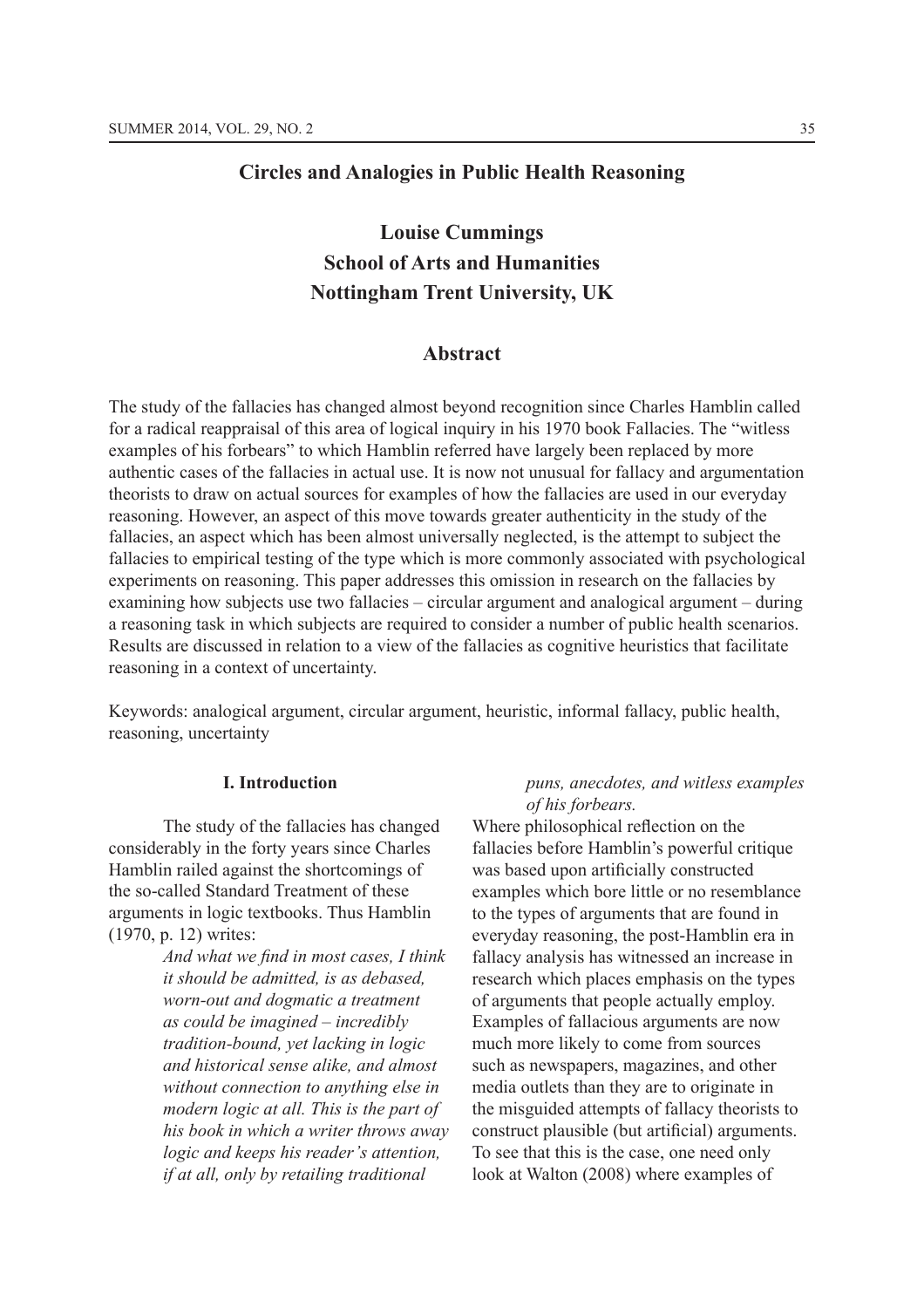# Circles and Analogies in Public Health Reasoning

**Louise Cummings**
**School of Arts and Humanities**
**Nottingham Trent University, UK**

## Abstract

The study of the fallacies has changed almost beyond recognition since Charles Hamblin called for a radical reappraisal of this area of logical inquiry in his 1970 book Fallacies. The "witless examples of his forbears" to which Hamblin referred have largely been replaced by more authentic cases of the fallacies in actual use. It is now not unusual for fallacy and argumentation theorists to draw on actual sources for examples of how the fallacies are used in our everyday reasoning. However, an aspect of this move towards greater authenticity in the study of the fallacies, an aspect which has been almost universally neglected, is the attempt to subject the fallacies to empirical testing of the type which is more commonly associated with psychological experiments on reasoning. This paper addresses this omission in research on the fallacies by examining how subjects use two fallacies – circular argument and analogical argument – during a reasoning task in which subjects are required to consider a number of public health scenarios. Results are discussed in relation to a view of the fallacies as cognitive heuristics that facilitate reasoning in a context of uncertainty.

Keywords: analogical argument, circular argument, heuristic, informal fallacy, public health, reasoning, uncertainty

### I. Introduction

The study of the fallacies has changed considerably in the forty years since Charles Hamblin railed against the shortcomings of the so-called Standard Treatment of these arguments in logic textbooks. Thus Hamblin (1970, p. 12) writes:

> *And what we find in most cases, I think it should be admitted, is as debased, worn-out and dogmatic a treatment as could be imagined – incredibly tradition-bound, yet lacking in logic and historical sense alike, and almost without connection to anything else in modern logic at all. This is the part of his book in which a writer throws away logic and keeps his reader's attention, if at all, only by retailing traditional puns, anecdotes, and witless examples of his forbears.*

Where philosophical reflection on the fallacies before Hamblin's powerful critique was based upon artificially constructed examples which bore little or no resemblance to the types of arguments that are found in everyday reasoning, the post-Hamblin era in fallacy analysis has witnessed an increase in research which places emphasis on the types of arguments that people actually employ. Examples of fallacious arguments are now much more likely to come from sources such as newspapers, magazines, and other media outlets than they are to originate in the misguided attempts of fallacy theorists to construct plausible (but artificial) arguments. To see that this is the case, one need only look at Walton (2008) where examples of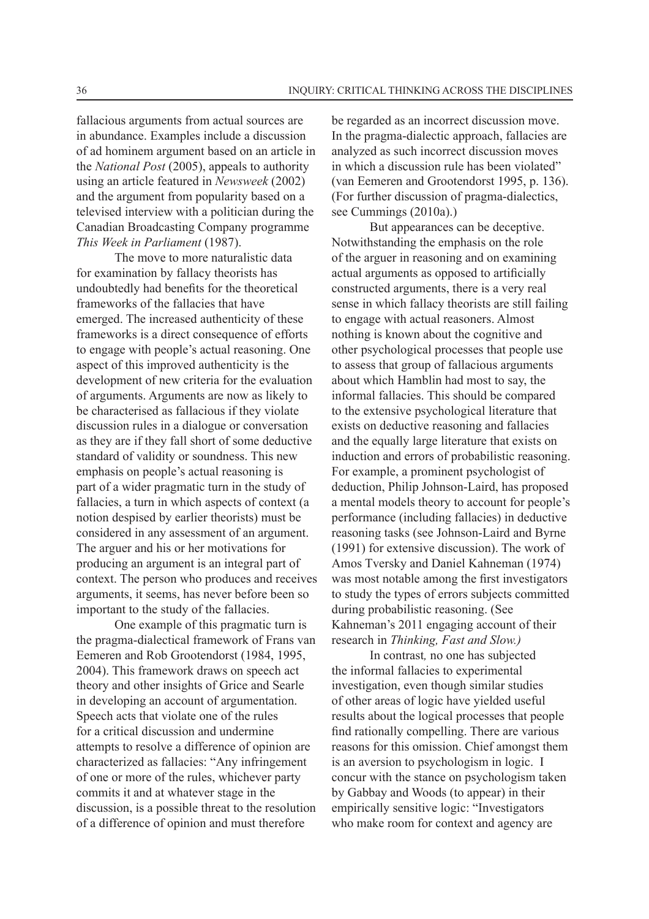fallacious arguments from actual sources are in abundance. Examples include a discussion of ad hominem argument based on an article in the *National Post* (2005), appeals to authority using an article featured in *Newsweek* (2002) and the argument from popularity based on a televised interview with a politician during the Canadian Broadcasting Company programme *This Week in Parliament* (1987).

The move to more naturalistic data for examination by fallacy theorists has undoubtedly had benefits for the theoretical frameworks of the fallacies that have emerged. The increased authenticity of these frameworks is a direct consequence of efforts to engage with people's actual reasoning. One aspect of this improved authenticity is the development of new criteria for the evaluation of arguments. Arguments are now as likely to be characterised as fallacious if they violate discussion rules in a dialogue or conversation as they are if they fall short of some deductive standard of validity or soundness. This new emphasis on people's actual reasoning is part of a wider pragmatic turn in the study of fallacies, a turn in which aspects of context (a notion despised by earlier theorists) must be considered in any assessment of an argument. The arguer and his or her motivations for producing an argument is an integral part of context. The person who produces and receives arguments, it seems, has never before been so important to the study of the fallacies.

One example of this pragmatic turn is the pragma-dialectical framework of Frans van Eemeren and Rob Grootendorst (1984, 1995, 2004). This framework draws on speech act theory and other insights of Grice and Searle in developing an account of argumentation. Speech acts that violate one of the rules for a critical discussion and undermine attempts to resolve a difference of opinion are characterized as fallacies: "Any infringement of one or more of the rules, whichever party commits it and at whatever stage in the discussion, is a possible threat to the resolution of a difference of opinion and must therefore be regarded as an incorrect discussion move. In the pragma-dialectic approach, fallacies are analyzed as such incorrect discussion moves in which a discussion rule has been violated" (van Eemeren and Grootendorst 1995, p. 136). (For further discussion of pragma-dialectics, see Cummings (2010a).)

But appearances can be deceptive. Notwithstanding the emphasis on the role of the arguer in reasoning and on examining actual arguments as opposed to artificially constructed arguments, there is a very real sense in which fallacy theorists are still failing to engage with actual reasoners. Almost nothing is known about the cognitive and other psychological processes that people use to assess that group of fallacious arguments about which Hamblin had most to say, the informal fallacies. This should be compared to the extensive psychological literature that exists on deductive reasoning and fallacies and the equally large literature that exists on induction and errors of probabilistic reasoning. For example, a prominent psychologist of deduction, Philip Johnson-Laird, has proposed a mental models theory to account for people's performance (including fallacies) in deductive reasoning tasks (see Johnson-Laird and Byrne (1991) for extensive discussion). The work of Amos Tversky and Daniel Kahneman (1974) was most notable among the first investigators to study the types of errors subjects committed during probabilistic reasoning. (See Kahneman's 2011 engaging account of their research in *Thinking, Fast and Slow.)*

In contrast, no one has subjected the informal fallacies to experimental investigation, even though similar studies of other areas of logic have yielded useful results about the logical processes that people find rationally compelling. There are various reasons for this omission. Chief amongst them is an aversion to psychologism in logic. I concur with the stance on psychologism taken by Gabbay and Woods (to appear) in their empirically sensitive logic: "Investigators who make room for context and agency are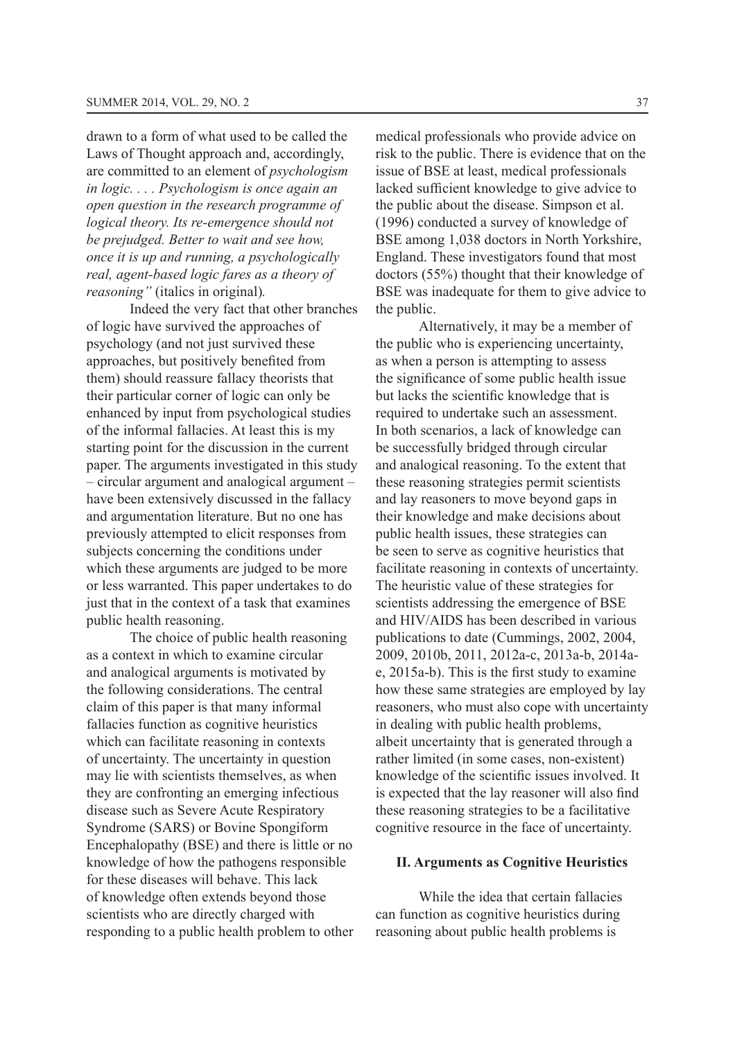drawn to a form of what used to be called the Laws of Thought approach and, accordingly, are committed to an element of *psychologism in logic. . . . Psychologism is once again an open question in the research programme of logical theory. Its re-emergence should not be prejudged. Better to wait and see how, once it is up and running, a psychologically real, agent-based logic fares as a theory of reasoning"* (italics in original)*.*

Indeed the very fact that other branches of logic have survived the approaches of psychology (and not just survived these approaches, but positively benefited from them) should reassure fallacy theorists that their particular corner of logic can only be enhanced by input from psychological studies of the informal fallacies. At least this is my starting point for the discussion in the current paper. The arguments investigated in this study – circular argument and analogical argument – have been extensively discussed in the fallacy and argumentation literature. But no one has previously attempted to elicit responses from subjects concerning the conditions under which these arguments are judged to be more or less warranted. This paper undertakes to do just that in the context of a task that examines public health reasoning.

The choice of public health reasoning as a context in which to examine circular and analogical arguments is motivated by the following considerations. The central claim of this paper is that many informal fallacies function as cognitive heuristics which can facilitate reasoning in contexts of uncertainty. The uncertainty in question may lie with scientists themselves, as when they are confronting an emerging infectious disease such as Severe Acute Respiratory Syndrome (SARS) or Bovine Spongiform Encephalopathy (BSE) and there is little or no knowledge of how the pathogens responsible for these diseases will behave. This lack of knowledge often extends beyond those scientists who are directly charged with responding to a public health problem to other medical professionals who provide advice on risk to the public. There is evidence that on the issue of BSE at least, medical professionals lacked sufficient knowledge to give advice to the public about the disease. Simpson et al. (1996) conducted a survey of knowledge of BSE among 1,038 doctors in North Yorkshire, England. These investigators found that most doctors (55%) thought that their knowledge of BSE was inadequate for them to give advice to the public.

Alternatively, it may be a member of the public who is experiencing uncertainty, as when a person is attempting to assess the significance of some public health issue but lacks the scientific knowledge that is required to undertake such an assessment. In both scenarios, a lack of knowledge can be successfully bridged through circular and analogical reasoning. To the extent that these reasoning strategies permit scientists and lay reasoners to move beyond gaps in their knowledge and make decisions about public health issues, these strategies can be seen to serve as cognitive heuristics that facilitate reasoning in contexts of uncertainty. The heuristic value of these strategies for scientists addressing the emergence of BSE and HIV/AIDS has been described in various publications to date (Cummings, 2002, 2004, 2009, 2010b, 2011, 2012a-c, 2013a-b, 2014a-e, 2015a-b). This is the first study to examine how these same strategies are employed by lay reasoners, who must also cope with uncertainty in dealing with public health problems, albeit uncertainty that is generated through a rather limited (in some cases, non-existent) knowledge of the scientific issues involved. It is expected that the lay reasoner will also find these reasoning strategies to be a facilitative cognitive resource in the face of uncertainty.

## II. Arguments as Cognitive Heuristics

While the idea that certain fallacies can function as cognitive heuristics during reasoning about public health problems is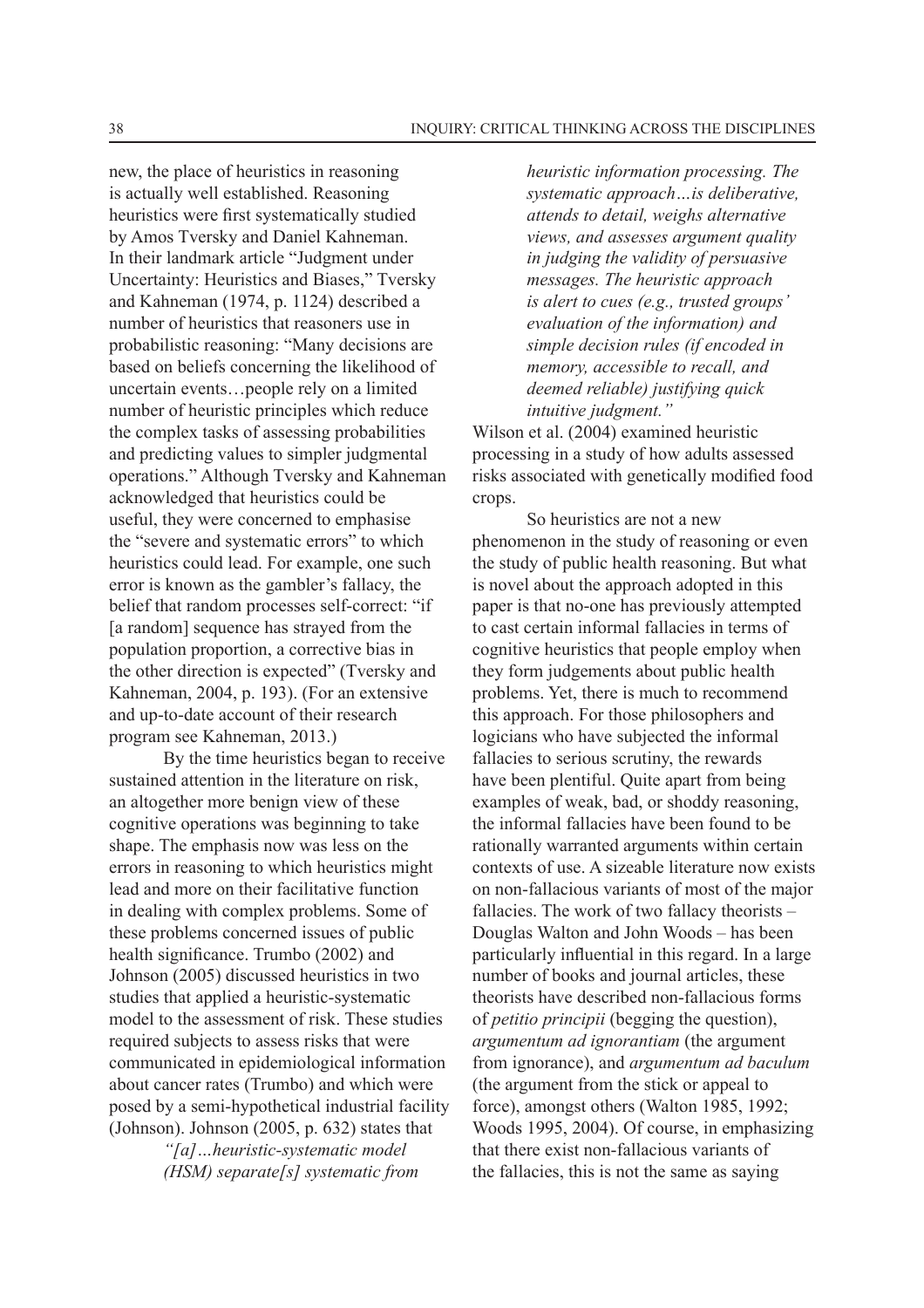new, the place of heuristics in reasoning is actually well established. Reasoning heuristics were first systematically studied by Amos Tversky and Daniel Kahneman. In their landmark article "Judgment under Uncertainty: Heuristics and Biases," Tversky and Kahneman (1974, p. 1124) described a number of heuristics that reasoners use in probabilistic reasoning: "Many decisions are based on beliefs concerning the likelihood of uncertain events…people rely on a limited number of heuristic principles which reduce the complex tasks of assessing probabilities and predicting values to simpler judgmental operations." Although Tversky and Kahneman acknowledged that heuristics could be useful, they were concerned to emphasise the "severe and systematic errors" to which heuristics could lead. For example, one such error is known as the gambler's fallacy, the belief that random processes self-correct: "if [a random] sequence has strayed from the population proportion, a corrective bias in the other direction is expected" (Tversky and Kahneman, 2004, p. 193). (For an extensive and up-to-date account of their research program see Kahneman, 2013.)

By the time heuristics began to receive sustained attention in the literature on risk, an altogether more benign view of these cognitive operations was beginning to take shape. The emphasis now was less on the errors in reasoning to which heuristics might lead and more on their facilitative function in dealing with complex problems. Some of these problems concerned issues of public health significance. Trumbo (2002) and Johnson (2005) discussed heuristics in two studies that applied a heuristic-systematic model to the assessment of risk. These studies required subjects to assess risks that were communicated in epidemiological information about cancer rates (Trumbo) and which were posed by a semi-hypothetical industrial facility (Johnson). Johnson (2005, p. 632) states that

> *"[a]…heuristic-systematic model (HSM) separate[s] systematic from heuristic information processing. The systematic approach…is deliberative, attends to detail, weighs alternative views, and assesses argument quality in judging the validity of persuasive messages. The heuristic approach is alert to cues (e.g., trusted groups' evaluation of the information) and simple decision rules (if encoded in memory, accessible to recall, and deemed reliable) justifying quick intuitive judgment."*

Wilson et al. (2004) examined heuristic processing in a study of how adults assessed risks associated with genetically modified food crops.

So heuristics are not a new phenomenon in the study of reasoning or even the study of public health reasoning. But what is novel about the approach adopted in this paper is that no-one has previously attempted to cast certain informal fallacies in terms of cognitive heuristics that people employ when they form judgements about public health problems. Yet, there is much to recommend this approach. For those philosophers and logicians who have subjected the informal fallacies to serious scrutiny, the rewards have been plentiful. Quite apart from being examples of weak, bad, or shoddy reasoning, the informal fallacies have been found to be rationally warranted arguments within certain contexts of use. A sizeable literature now exists on non-fallacious variants of most of the major fallacies. The work of two fallacy theorists – Douglas Walton and John Woods – has been particularly influential in this regard. In a large number of books and journal articles, these theorists have described non-fallacious forms of *petitio principii* (begging the question), *argumentum ad ignorantiam* (the argument from ignorance), and *argumentum ad baculum* (the argument from the stick or appeal to force), amongst others (Walton 1985, 1992; Woods 1995, 2004). Of course, in emphasizing that there exist non-fallacious variants of the fallacies, this is not the same as saying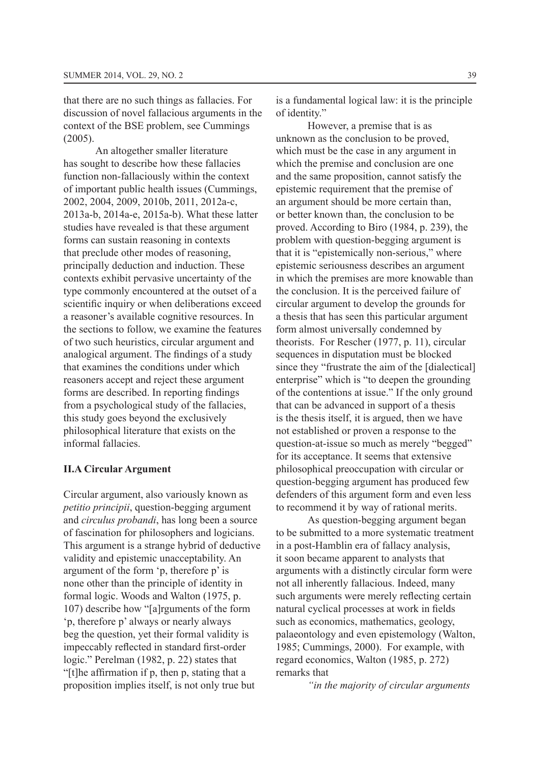that there are no such things as fallacies. For discussion of novel fallacious arguments in the context of the BSE problem, see Cummings (2005).

An altogether smaller literature has sought to describe how these fallacies function non-fallaciously within the context of important public health issues (Cummings, 2002, 2004, 2009, 2010b, 2011, 2012a-c, 2013a-b, 2014a-e, 2015a-b). What these latter studies have revealed is that these argument forms can sustain reasoning in contexts that preclude other modes of reasoning, principally deduction and induction. These contexts exhibit pervasive uncertainty of the type commonly encountered at the outset of a scientific inquiry or when deliberations exceed a reasoner's available cognitive resources. In the sections to follow, we examine the features of two such heuristics, circular argument and analogical argument. The findings of a study that examines the conditions under which reasoners accept and reject these argument forms are described. In reporting findings from a psychological study of the fallacies, this study goes beyond the exclusively philosophical literature that exists on the informal fallacies.

## II.A Circular Argument

Circular argument, also variously known as *petitio principii*, question-begging argument and *circulus probandi*, has long been a source of fascination for philosophers and logicians. This argument is a strange hybrid of deductive validity and epistemic unacceptability. An argument of the form 'p, therefore p' is none other than the principle of identity in formal logic. Woods and Walton (1975, p. 107) describe how "[a]rguments of the form 'p, therefore p' always or nearly always beg the question, yet their formal validity is impeccably reflected in standard first-order logic." Perelman (1982, p. 22) states that "[t]he affirmation if p, then p, stating that a proposition implies itself, is not only true but is a fundamental logical law: it is the principle of identity."

However, a premise that is as unknown as the conclusion to be proved, which must be the case in any argument in which the premise and conclusion are one and the same proposition, cannot satisfy the epistemic requirement that the premise of an argument should be more certain than, or better known than, the conclusion to be proved. According to Biro (1984, p. 239), the problem with question-begging argument is that it is "epistemically non-serious," where epistemic seriousness describes an argument in which the premises are more knowable than the conclusion. It is the perceived failure of circular argument to develop the grounds for a thesis that has seen this particular argument form almost universally condemned by theorists. For Rescher (1977, p. 11), circular sequences in disputation must be blocked since they "frustrate the aim of the [dialectical] enterprise" which is "to deepen the grounding of the contentions at issue." If the only ground that can be advanced in support of a thesis is the thesis itself, it is argued, then we have not established or proven a response to the question-at-issue so much as merely "begged" for its acceptance. It seems that extensive philosophical preoccupation with circular or question-begging argument has produced few defenders of this argument form and even less to recommend it by way of rational merits.

As question-begging argument began to be submitted to a more systematic treatment in a post-Hamblin era of fallacy analysis, it soon became apparent to analysts that arguments with a distinctly circular form were not all inherently fallacious. Indeed, many such arguments were merely reflecting certain natural cyclical processes at work in fields such as economics, mathematics, geology, palaeontology and even epistemology (Walton, 1985; Cummings, 2000). For example, with regard economics, Walton (1985, p. 272) remarks that

*"in the majority of circular arguments*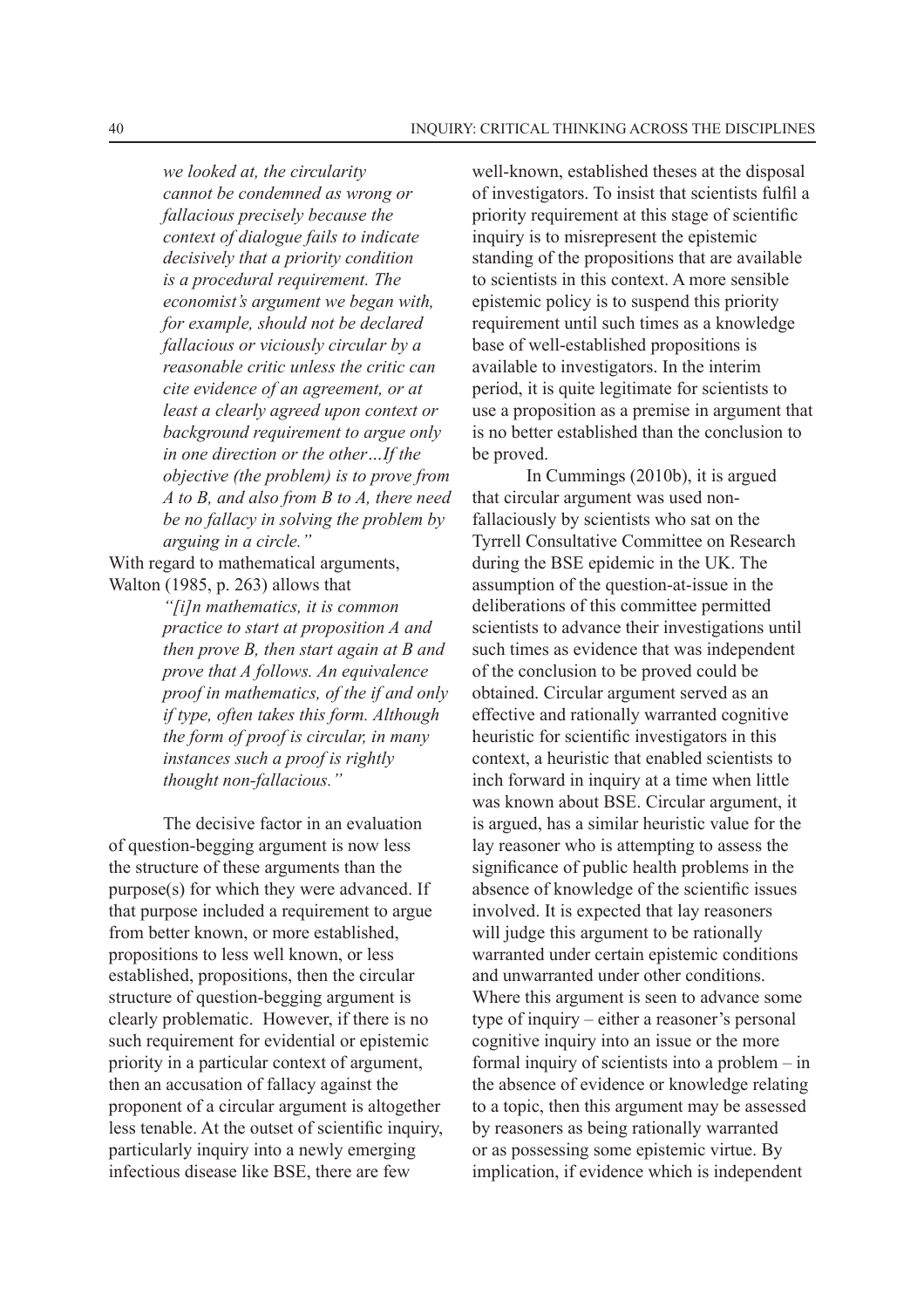> *we looked at, the circularity cannot be condemned as wrong or fallacious precisely because the context of dialogue fails to indicate decisively that a priority condition is a procedural requirement. The economist's argument we began with, for example, should not be declared fallacious or viciously circular by a reasonable critic unless the critic can cite evidence of an agreement, or at least a clearly agreed upon context or background requirement to argue only in one direction or the other…If the objective (the problem) is to prove from A to B, and also from B to A, there need be no fallacy in solving the problem by arguing in a circle."*

With regard to mathematical arguments, Walton (1985, p. 263) allows that

> *"[i]n mathematics, it is common practice to start at proposition A and then prove B, then start again at B and prove that A follows. An equivalence proof in mathematics, of the if and only if type, often takes this form. Although the form of proof is circular, in many instances such a proof is rightly thought non-fallacious."*

The decisive factor in an evaluation of question-begging argument is now less the structure of these arguments than the purpose(s) for which they were advanced. If that purpose included a requirement to argue from better known, or more established, propositions to less well known, or less established, propositions, then the circular structure of question-begging argument is clearly problematic. However, if there is no such requirement for evidential or epistemic priority in a particular context of argument, then an accusation of fallacy against the proponent of a circular argument is altogether less tenable. At the outset of scientific inquiry, particularly inquiry into a newly emerging infectious disease like BSE, there are few well-known, established theses at the disposal of investigators. To insist that scientists fulfil a priority requirement at this stage of scientific inquiry is to misrepresent the epistemic standing of the propositions that are available to scientists in this context. A more sensible epistemic policy is to suspend this priority requirement until such times as a knowledge base of well-established propositions is available to investigators. In the interim period, it is quite legitimate for scientists to use a proposition as a premise in argument that is no better established than the conclusion to be proved.

In Cummings (2010b), it is argued that circular argument was used non-fallaciously by scientists who sat on the Tyrrell Consultative Committee on Research during the BSE epidemic in the UK. The assumption of the question-at-issue in the deliberations of this committee permitted scientists to advance their investigations until such times as evidence that was independent of the conclusion to be proved could be obtained. Circular argument served as an effective and rationally warranted cognitive heuristic for scientific investigators in this context, a heuristic that enabled scientists to inch forward in inquiry at a time when little was known about BSE. Circular argument, it is argued, has a similar heuristic value for the lay reasoner who is attempting to assess the significance of public health problems in the absence of knowledge of the scientific issues involved. It is expected that lay reasoners will judge this argument to be rationally warranted under certain epistemic conditions and unwarranted under other conditions. Where this argument is seen to advance some type of inquiry – either a reasoner's personal cognitive inquiry into an issue or the more formal inquiry of scientists into a problem – in the absence of evidence or knowledge relating to a topic, then this argument may be assessed by reasoners as being rationally warranted or as possessing some epistemic virtue. By implication, if evidence which is independent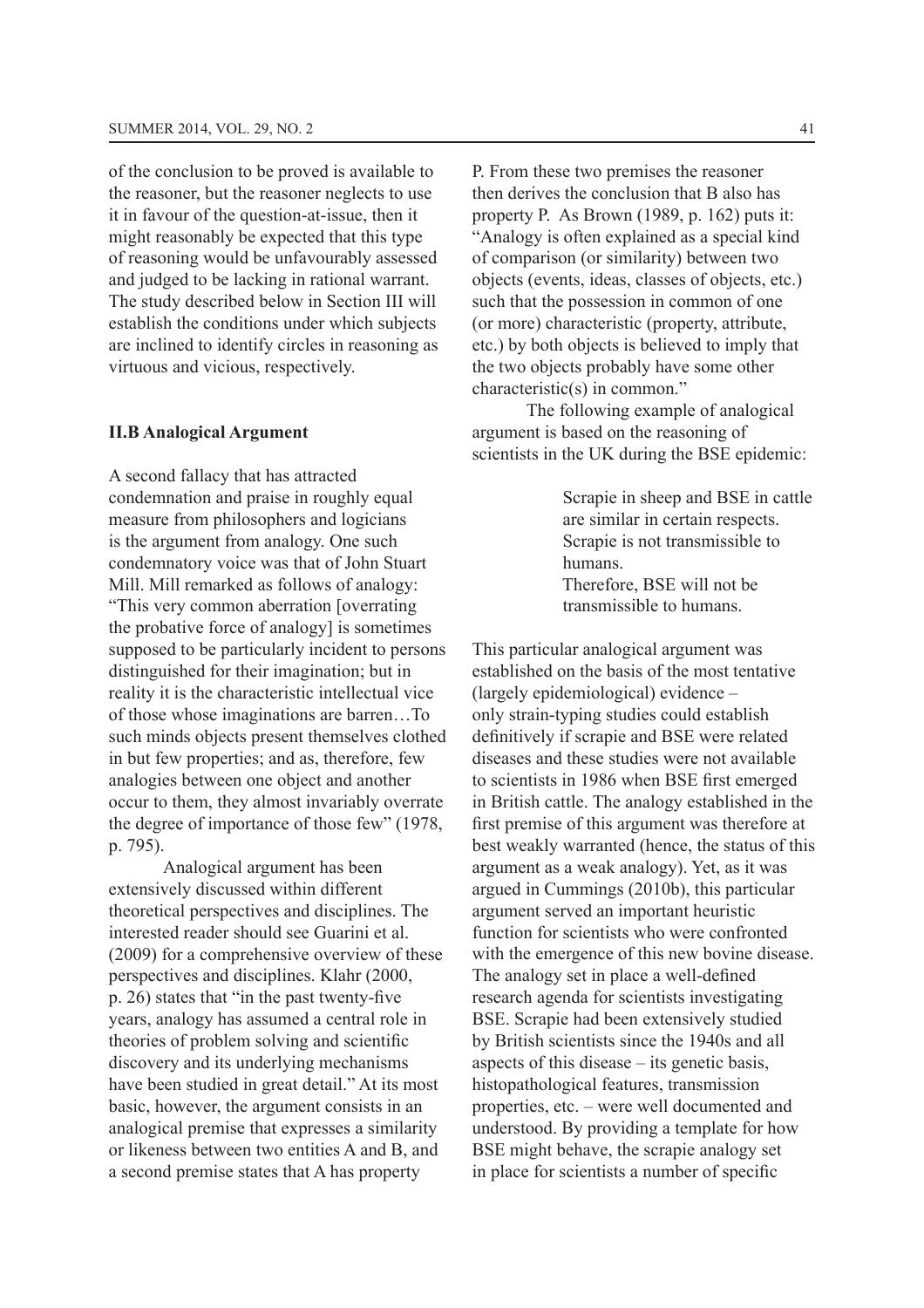of the conclusion to be proved is available to the reasoner, but the reasoner neglects to use it in favour of the question-at-issue, then it might reasonably be expected that this type of reasoning would be unfavourably assessed and judged to be lacking in rational warrant. The study described below in Section III will establish the conditions under which subjects are inclined to identify circles in reasoning as virtuous and vicious, respectively.

### II.B Analogical Argument

A second fallacy that has attracted condemnation and praise in roughly equal measure from philosophers and logicians is the argument from analogy. One such condemnatory voice was that of John Stuart Mill. Mill remarked as follows of analogy: "This very common aberration [overrating the probative force of analogy] is sometimes supposed to be particularly incident to persons distinguished for their imagination; but in reality it is the characteristic intellectual vice of those whose imaginations are barren…To such minds objects present themselves clothed in but few properties; and as, therefore, few analogies between one object and another occur to them, they almost invariably overrate the degree of importance of those few" (1978, p. 795).

Analogical argument has been extensively discussed within different theoretical perspectives and disciplines. The interested reader should see Guarini et al. (2009) for a comprehensive overview of these perspectives and disciplines. Klahr (2000, p. 26) states that "in the past twenty-five years, analogy has assumed a central role in theories of problem solving and scientific discovery and its underlying mechanisms have been studied in great detail." At its most basic, however, the argument consists in an analogical premise that expresses a similarity or likeness between two entities A and B, and a second premise states that A has property P. From these two premises the reasoner then derives the conclusion that B also has property P. As Brown (1989, p. 162) puts it: "Analogy is often explained as a special kind of comparison (or similarity) between two objects (events, ideas, classes of objects, etc.) such that the possession in common of one (or more) characteristic (property, attribute, etc.) by both objects is believed to imply that the two objects probably have some other characteristic(s) in common."

The following example of analogical argument is based on the reasoning of scientists in the UK during the BSE epidemic:

> Scrapie in sheep and BSE in cattle are similar in certain respects.
> Scrapie is not transmissible to humans.
> Therefore, BSE will not be transmissible to humans.

This particular analogical argument was established on the basis of the most tentative (largely epidemiological) evidence – only strain-typing studies could establish definitively if scrapie and BSE were related diseases and these studies were not available to scientists in 1986 when BSE first emerged in British cattle. The analogy established in the first premise of this argument was therefore at best weakly warranted (hence, the status of this argument as a weak analogy). Yet, as it was argued in Cummings (2010b), this particular argument served an important heuristic function for scientists who were confronted with the emergence of this new bovine disease. The analogy set in place a well-defined research agenda for scientists investigating BSE. Scrapie had been extensively studied by British scientists since the 1940s and all aspects of this disease – its genetic basis, histopathological features, transmission properties, etc. – were well documented and understood. By providing a template for how BSE might behave, the scrapie analogy set in place for scientists a number of specific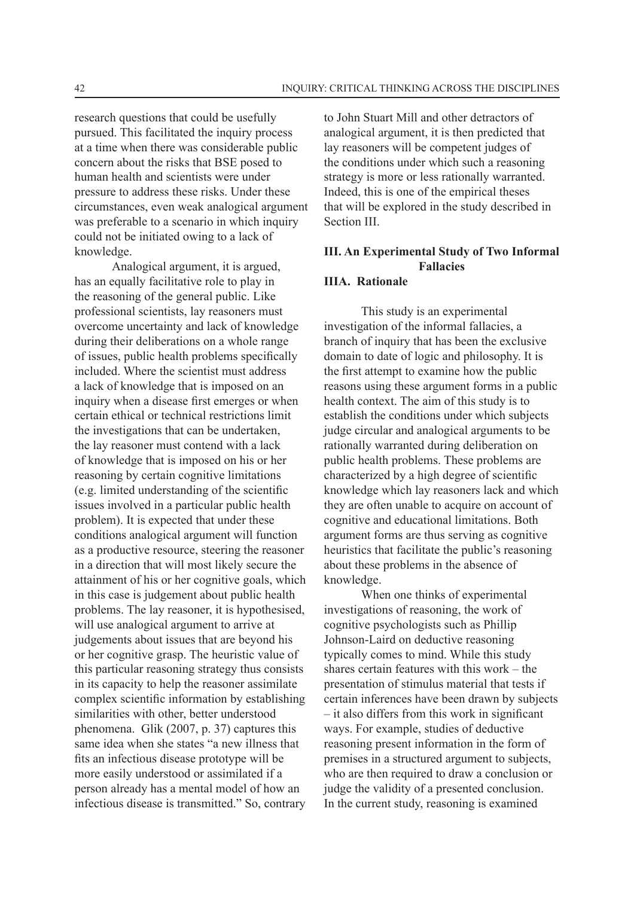research questions that could be usefully pursued. This facilitated the inquiry process at a time when there was considerable public concern about the risks that BSE posed to human health and scientists were under pressure to address these risks. Under these circumstances, even weak analogical argument was preferable to a scenario in which inquiry could not be initiated owing to a lack of knowledge.

Analogical argument, it is argued, has an equally facilitative role to play in the reasoning of the general public. Like professional scientists, lay reasoners must overcome uncertainty and lack of knowledge during their deliberations on a whole range of issues, public health problems specifically included. Where the scientist must address a lack of knowledge that is imposed on an inquiry when a disease first emerges or when certain ethical or technical restrictions limit the investigations that can be undertaken, the lay reasoner must contend with a lack of knowledge that is imposed on his or her reasoning by certain cognitive limitations (e.g. limited understanding of the scientific issues involved in a particular public health problem). It is expected that under these conditions analogical argument will function as a productive resource, steering the reasoner in a direction that will most likely secure the attainment of his or her cognitive goals, which in this case is judgement about public health problems. The lay reasoner, it is hypothesised, will use analogical argument to arrive at judgements about issues that are beyond his or her cognitive grasp. The heuristic value of this particular reasoning strategy thus consists in its capacity to help the reasoner assimilate complex scientific information by establishing similarities with other, better understood phenomena. Glik (2007, p. 37) captures this same idea when she states "a new illness that fits an infectious disease prototype will be more easily understood or assimilated if a person already has a mental model of how an infectious disease is transmitted." So, contrary to John Stuart Mill and other detractors of analogical argument, it is then predicted that lay reasoners will be competent judges of the conditions under which such a reasoning strategy is more or less rationally warranted. Indeed, this is one of the empirical theses that will be explored in the study described in Section III.

## III. An Experimental Study of Two Informal Fallacies

### IIIA. Rationale

This study is an experimental investigation of the informal fallacies, a branch of inquiry that has been the exclusive domain to date of logic and philosophy. It is the first attempt to examine how the public reasons using these argument forms in a public health context. The aim of this study is to establish the conditions under which subjects judge circular and analogical arguments to be rationally warranted during deliberation on public health problems. These problems are characterized by a high degree of scientific knowledge which lay reasoners lack and which they are often unable to acquire on account of cognitive and educational limitations. Both argument forms are thus serving as cognitive heuristics that facilitate the public's reasoning about these problems in the absence of knowledge.

When one thinks of experimental investigations of reasoning, the work of cognitive psychologists such as Phillip Johnson-Laird on deductive reasoning typically comes to mind. While this study shares certain features with this work – the presentation of stimulus material that tests if certain inferences have been drawn by subjects – it also differs from this work in significant ways. For example, studies of deductive reasoning present information in the form of premises in a structured argument to subjects, who are then required to draw a conclusion or judge the validity of a presented conclusion. In the current study, reasoning is examined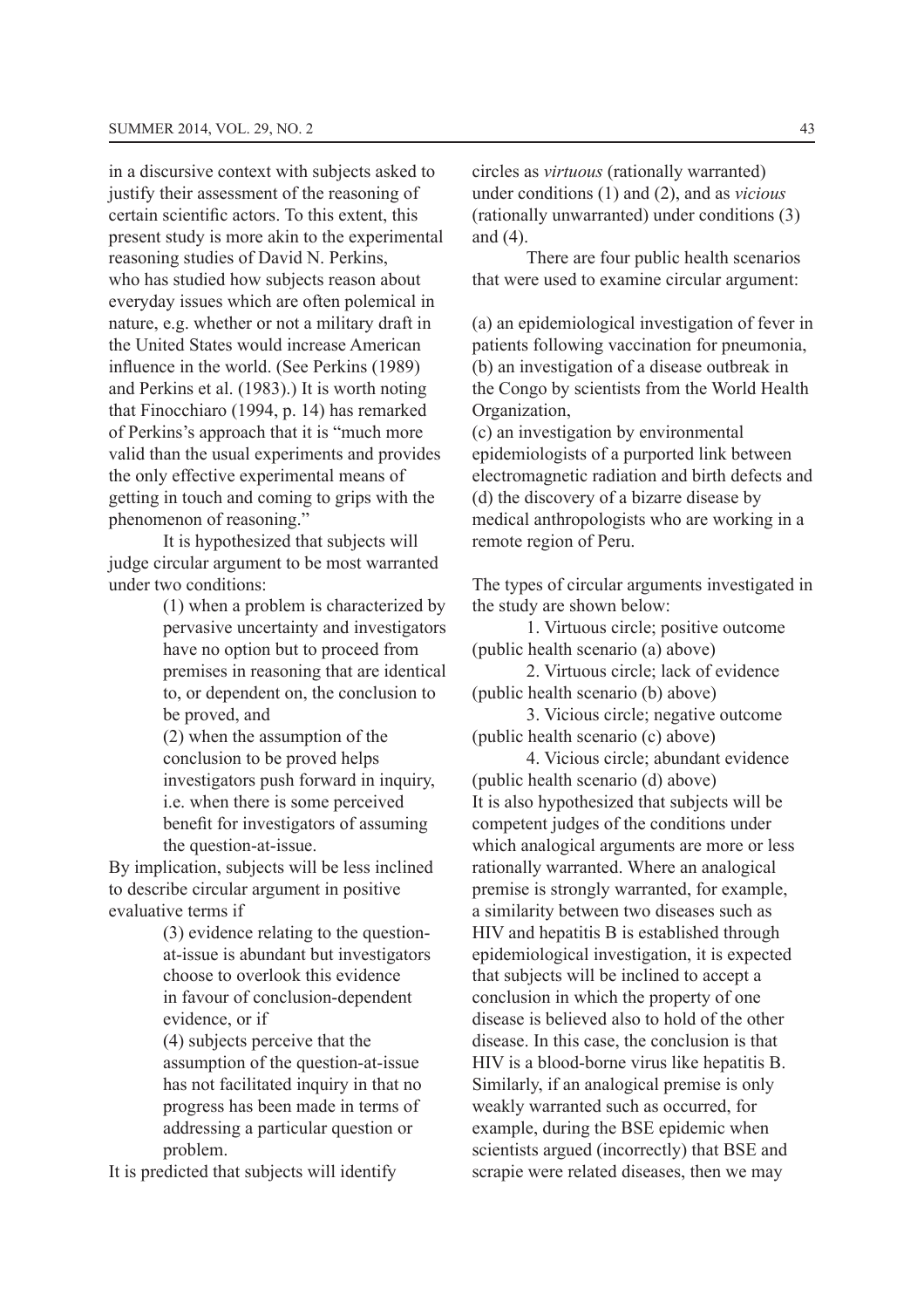in a discursive context with subjects asked to justify their assessment of the reasoning of certain scientific actors. To this extent, this present study is more akin to the experimental reasoning studies of David N. Perkins, who has studied how subjects reason about everyday issues which are often polemical in nature, e.g. whether or not a military draft in the United States would increase American influence in the world. (See Perkins (1989) and Perkins et al. (1983).) It is worth noting that Finocchiaro (1994, p. 14) has remarked of Perkins's approach that it is "much more valid than the usual experiments and provides the only effective experimental means of getting in touch and coming to grips with the phenomenon of reasoning."

It is hypothesized that subjects will judge circular argument to be most warranted under two conditions:

> (1) when a problem is characterized by pervasive uncertainty and investigators have no option but to proceed from premises in reasoning that are identical to, or dependent on, the conclusion to be proved, and
>
> (2) when the assumption of the conclusion to be proved helps investigators push forward in inquiry, i.e. when there is some perceived benefit for investigators of assuming the question-at-issue.

By implication, subjects will be less inclined to describe circular argument in positive evaluative terms if

> (3) evidence relating to the question-at-issue is abundant but investigators choose to overlook this evidence in favour of conclusion-dependent evidence, or if
>
> (4) subjects perceive that the assumption of the question-at-issue has not facilitated inquiry in that no progress has been made in terms of addressing a particular question or problem.

It is predicted that subjects will identify circles as *virtuous* (rationally warranted) under conditions (1) and (2), and as *vicious* (rationally unwarranted) under conditions (3) and (4).

There are four public health scenarios that were used to examine circular argument:

(a) an epidemiological investigation of fever in patients following vaccination for pneumonia,
(b) an investigation of a disease outbreak in the Congo by scientists from the World Health Organization,
(c) an investigation by environmental epidemiologists of a purported link between electromagnetic radiation and birth defects and
(d) the discovery of a bizarre disease by medical anthropologists who are working in a remote region of Peru.

The types of circular arguments investigated in the study are shown below:

1. Virtuous circle; positive outcome (public health scenario (a) above)
2. Virtuous circle; lack of evidence (public health scenario (b) above)
3. Vicious circle; negative outcome (public health scenario (c) above)
4. Vicious circle; abundant evidence (public health scenario (d) above)

It is also hypothesized that subjects will be competent judges of the conditions under which analogical arguments are more or less rationally warranted. Where an analogical premise is strongly warranted, for example, a similarity between two diseases such as HIV and hepatitis B is established through epidemiological investigation, it is expected that subjects will be inclined to accept a conclusion in which the property of one disease is believed also to hold of the other disease. In this case, the conclusion is that HIV is a blood-borne virus like hepatitis B. Similarly, if an analogical premise is only weakly warranted such as occurred, for example, during the BSE epidemic when scientists argued (incorrectly) that BSE and scrapie were related diseases, then we may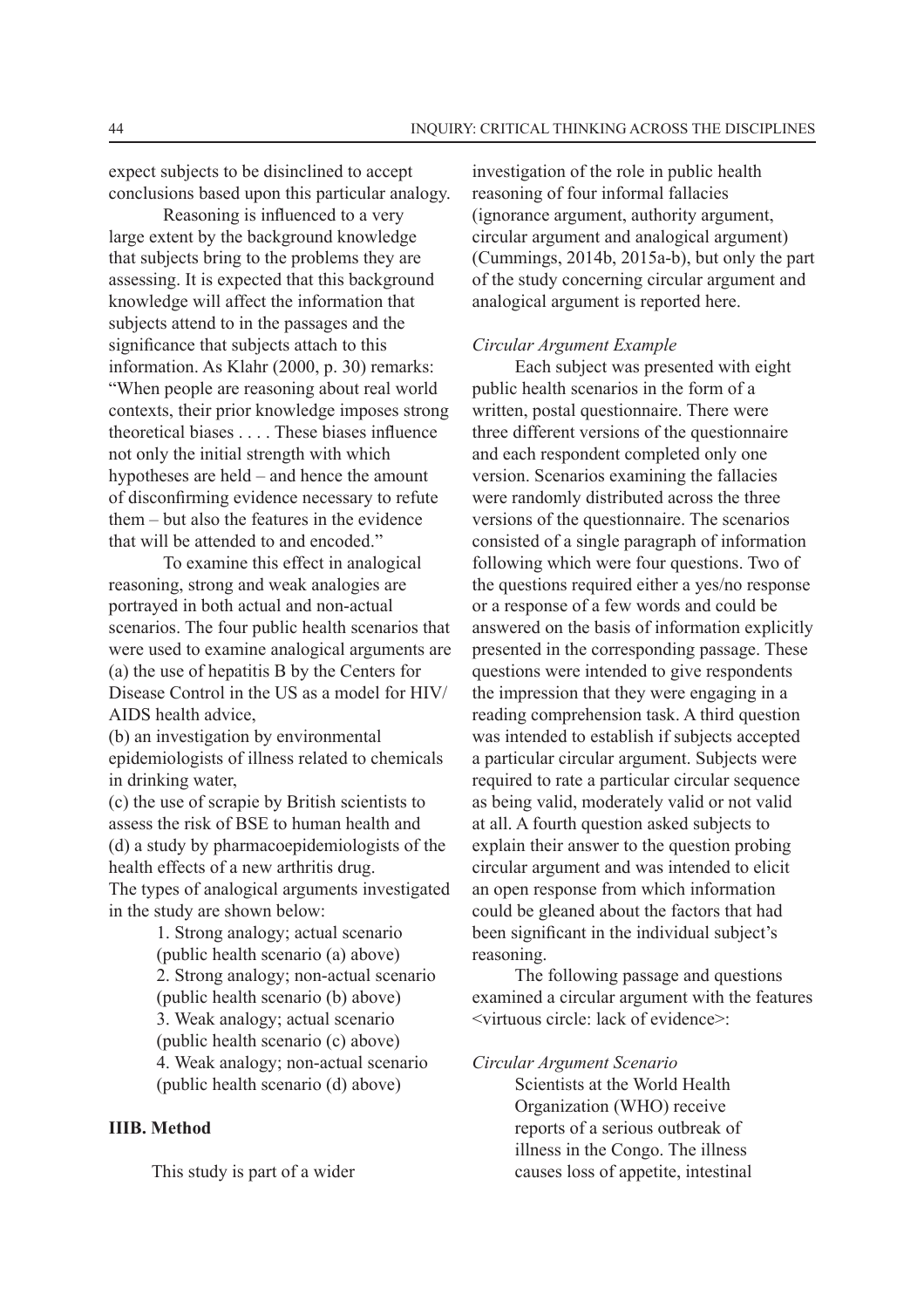expect subjects to be disinclined to accept conclusions based upon this particular analogy.

Reasoning is influenced to a very large extent by the background knowledge that subjects bring to the problems they are assessing. It is expected that this background knowledge will affect the information that subjects attend to in the passages and the significance that subjects attach to this information. As Klahr (2000, p. 30) remarks: "When people are reasoning about real world contexts, their prior knowledge imposes strong theoretical biases . . . . These biases influence not only the initial strength with which hypotheses are held – and hence the amount of disconfirming evidence necessary to refute them – but also the features in the evidence that will be attended to and encoded."

To examine this effect in analogical reasoning, strong and weak analogies are portrayed in both actual and non-actual scenarios. The four public health scenarios that were used to examine analogical arguments are (a) the use of hepatitis B by the Centers for Disease Control in the US as a model for HIV/AIDS health advice,
(b) an investigation by environmental epidemiologists of illness related to chemicals in drinking water,
(c) the use of scrapie by British scientists to assess the risk of BSE to human health and
(d) a study by pharmacoepidemiologists of the health effects of a new arthritis drug.
The types of analogical arguments investigated in the study are shown below:

1. Strong analogy; actual scenario (public health scenario (a) above)
2. Strong analogy; non-actual scenario (public health scenario (b) above)
3. Weak analogy; actual scenario (public health scenario (c) above)
4. Weak analogy; non-actual scenario (public health scenario (d) above)

## IIIB. Method

This study is part of a wider investigation of the role in public health reasoning of four informal fallacies (ignorance argument, authority argument, circular argument and analogical argument) (Cummings, 2014b, 2015a-b), but only the part of the study concerning circular argument and analogical argument is reported here.

*Circular Argument Example*

Each subject was presented with eight public health scenarios in the form of a written, postal questionnaire. There were three different versions of the questionnaire and each respondent completed only one version. Scenarios examining the fallacies were randomly distributed across the three versions of the questionnaire. The scenarios consisted of a single paragraph of information following which were four questions. Two of the questions required either a yes/no response or a response of a few words and could be answered on the basis of information explicitly presented in the corresponding passage. These questions were intended to give respondents the impression that they were engaging in a reading comprehension task. A third question was intended to establish if subjects accepted a particular circular argument. Subjects were required to rate a particular circular sequence as being valid, moderately valid or not valid at all. A fourth question asked subjects to explain their answer to the question probing circular argument and was intended to elicit an open response from which information could be gleaned about the factors that had been significant in the individual subject's reasoning.

The following passage and questions examined a circular argument with the features <virtuous circle: lack of evidence>:

*Circular Argument Scenario*

> Scientists at the World Health Organization (WHO) receive reports of a serious outbreak of illness in the Congo. The illness causes loss of appetite, intestinal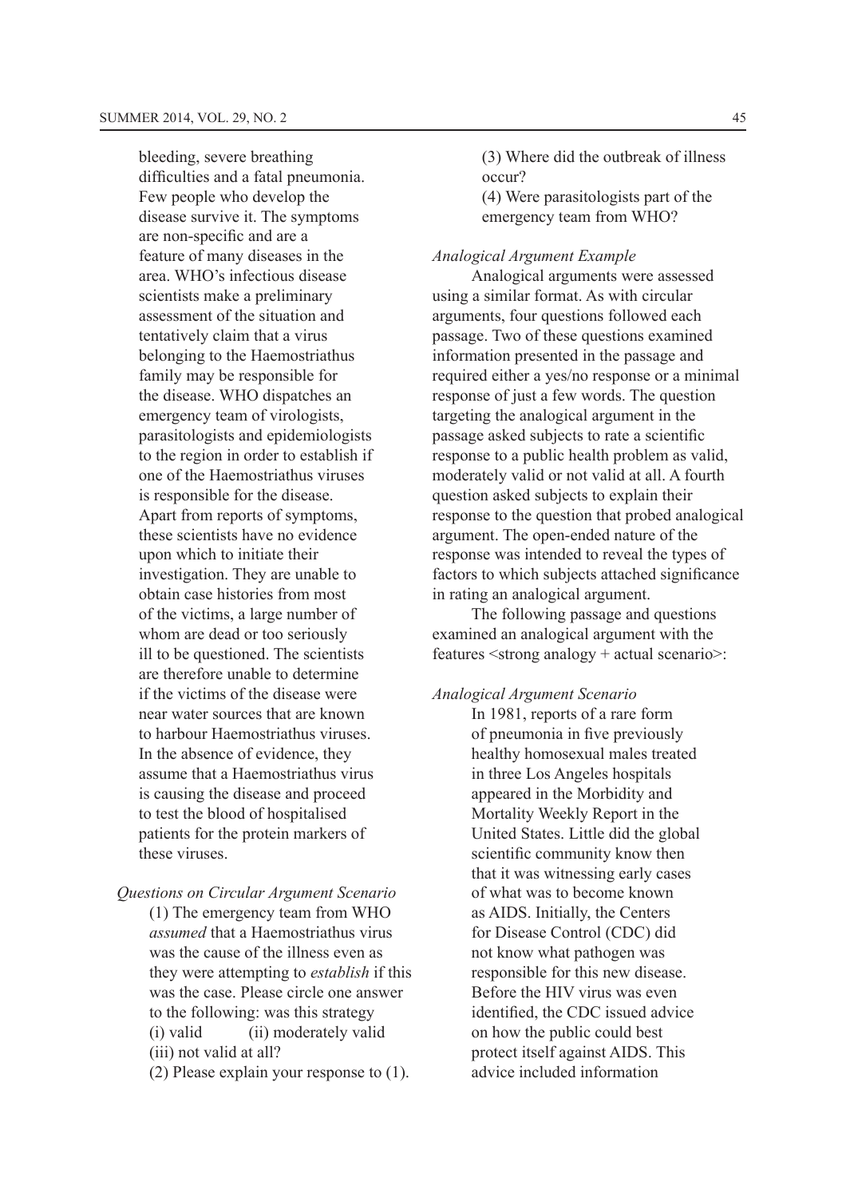bleeding, severe breathing difficulties and a fatal pneumonia. Few people who develop the disease survive it. The symptoms are non-specific and are a feature of many diseases in the area. WHO's infectious disease scientists make a preliminary assessment of the situation and tentatively claim that a virus belonging to the Haemostriathus family may be responsible for the disease. WHO dispatches an emergency team of virologists, parasitologists and epidemiologists to the region in order to establish if one of the Haemostriathus viruses is responsible for the disease. Apart from reports of symptoms, these scientists have no evidence upon which to initiate their investigation. They are unable to obtain case histories from most of the victims, a large number of whom are dead or too seriously ill to be questioned. The scientists are therefore unable to determine if the victims of the disease were near water sources that are known to harbour Haemostriathus viruses. In the absence of evidence, they assume that a Haemostriathus virus is causing the disease and proceed to test the blood of hospitalised patients for the protein markers of these viruses.

*Questions on Circular Argument Scenario*

(1) The emergency team from WHO *assumed* that a Haemostriathus virus was the cause of the illness even as they were attempting to *establish* if this was the case. Please circle one answer to the following: was this strategy (i) valid (ii) moderately valid (iii) not valid at all?

(2) Please explain your response to (1).

(3) Where did the outbreak of illness occur?

(4) Were parasitologists part of the emergency team from WHO?

*Analogical Argument Example*

Analogical arguments were assessed using a similar format. As with circular arguments, four questions followed each passage. Two of these questions examined information presented in the passage and required either a yes/no response or a minimal response of just a few words. The question targeting the analogical argument in the passage asked subjects to rate a scientific response to a public health problem as valid, moderately valid or not valid at all. A fourth question asked subjects to explain their response to the question that probed analogical argument. The open-ended nature of the response was intended to reveal the types of factors to which subjects attached significance in rating an analogical argument.

The following passage and questions examined an analogical argument with the features <strong analogy + actual scenario>:

*Analogical Argument Scenario*

In 1981, reports of a rare form of pneumonia in five previously healthy homosexual males treated in three Los Angeles hospitals appeared in the Morbidity and Mortality Weekly Report in the United States. Little did the global scientific community know then that it was witnessing early cases of what was to become known as AIDS. Initially, the Centers for Disease Control (CDC) did not know what pathogen was responsible for this new disease. Before the HIV virus was even identified, the CDC issued advice on how the public could best protect itself against AIDS. This advice included information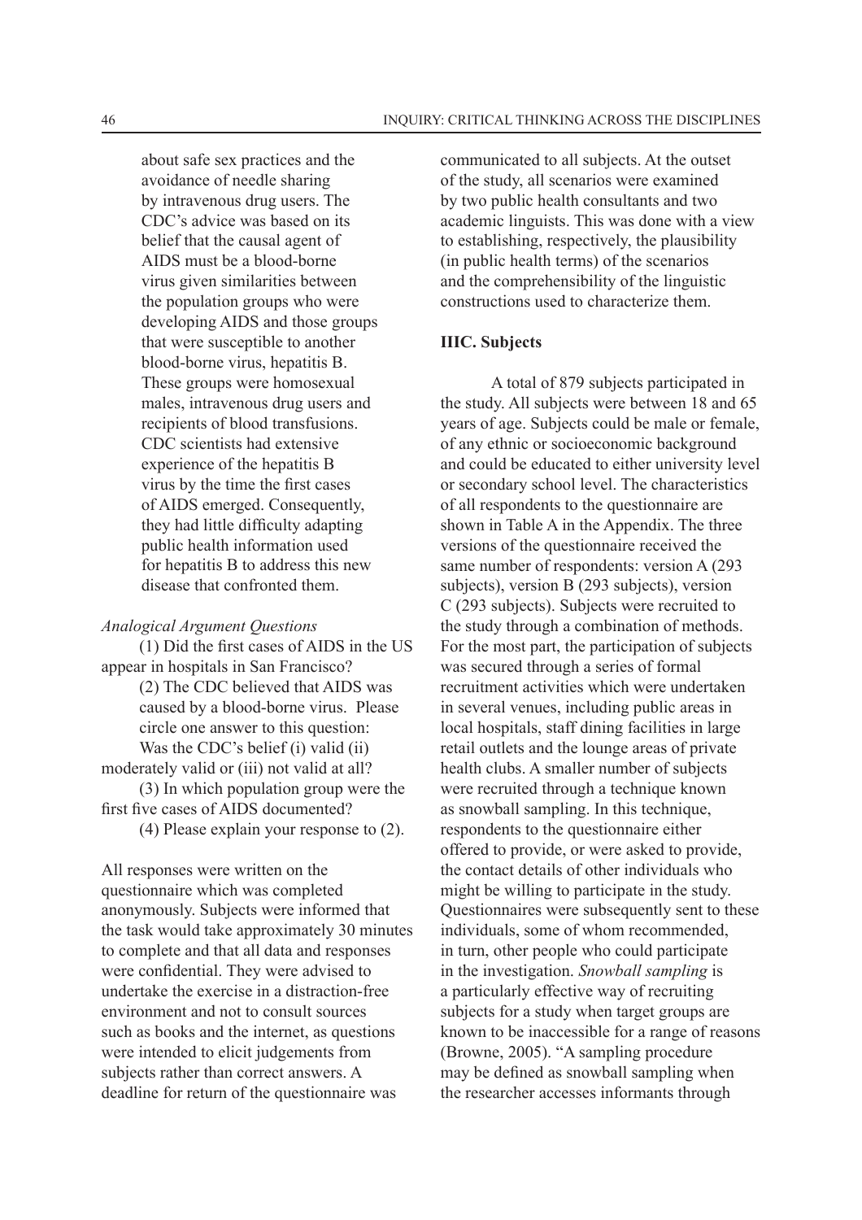about safe sex practices and the avoidance of needle sharing by intravenous drug users. The CDC's advice was based on its belief that the causal agent of AIDS must be a blood-borne virus given similarities between the population groups who were developing AIDS and those groups that were susceptible to another blood-borne virus, hepatitis B. These groups were homosexual males, intravenous drug users and recipients of blood transfusions. CDC scientists had extensive experience of the hepatitis B virus by the time the first cases of AIDS emerged. Consequently, they had little difficulty adapting public health information used for hepatitis B to address this new disease that confronted them.

*Analogical Argument Questions*

(1) Did the first cases of AIDS in the US appear in hospitals in San Francisco?

(2) The CDC believed that AIDS was caused by a blood-borne virus. Please circle one answer to this question: Was the CDC's belief (i) valid (ii) moderately valid or (iii) not valid at all?

(3) In which population group were the first five cases of AIDS documented?

(4) Please explain your response to (2).

All responses were written on the questionnaire which was completed anonymously. Subjects were informed that the task would take approximately 30 minutes to complete and that all data and responses were confidential. They were advised to undertake the exercise in a distraction-free environment and not to consult sources such as books and the internet, as questions were intended to elicit judgements from subjects rather than correct answers. A deadline for return of the questionnaire was communicated to all subjects. At the outset of the study, all scenarios were examined by two public health consultants and two academic linguists. This was done with a view to establishing, respectively, the plausibility (in public health terms) of the scenarios and the comprehensibility of the linguistic constructions used to characterize them.

### IIIC. Subjects

A total of 879 subjects participated in the study. All subjects were between 18 and 65 years of age. Subjects could be male or female, of any ethnic or socioeconomic background and could be educated to either university level or secondary school level. The characteristics of all respondents to the questionnaire are shown in Table A in the Appendix. The three versions of the questionnaire received the same number of respondents: version A (293 subjects), version B (293 subjects), version C (293 subjects). Subjects were recruited to the study through a combination of methods. For the most part, the participation of subjects was secured through a series of formal recruitment activities which were undertaken in several venues, including public areas in local hospitals, staff dining facilities in large retail outlets and the lounge areas of private health clubs. A smaller number of subjects were recruited through a technique known as snowball sampling. In this technique, respondents to the questionnaire either offered to provide, or were asked to provide, the contact details of other individuals who might be willing to participate in the study. Questionnaires were subsequently sent to these individuals, some of whom recommended, in turn, other people who could participate in the investigation. *Snowball sampling* is a particularly effective way of recruiting subjects for a study when target groups are known to be inaccessible for a range of reasons (Browne, 2005). "A sampling procedure may be defined as snowball sampling when the researcher accesses informants through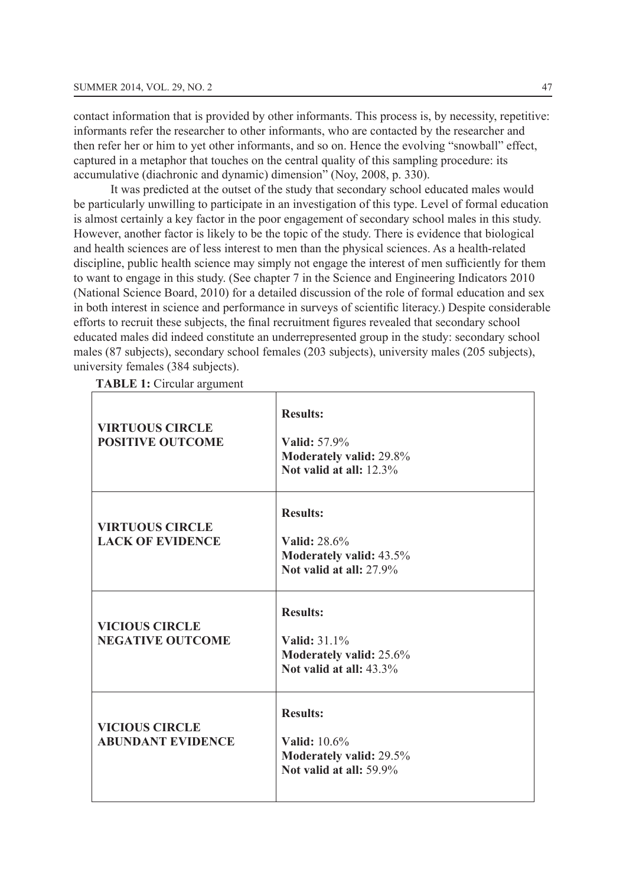contact information that is provided by other informants. This process is, by necessity, repetitive: informants refer the researcher to other informants, who are contacted by the researcher and then refer her or him to yet other informants, and so on. Hence the evolving "snowball" effect, captured in a metaphor that touches on the central quality of this sampling procedure: its accumulative (diachronic and dynamic) dimension" (Noy, 2008, p. 330).

It was predicted at the outset of the study that secondary school educated males would be particularly unwilling to participate in an investigation of this type. Level of formal education is almost certainly a key factor in the poor engagement of secondary school males in this study. However, another factor is likely to be the topic of the study. There is evidence that biological and health sciences are of less interest to men than the physical sciences. As a health-related discipline, public health science may simply not engage the interest of men sufficiently for them to want to engage in this study. (See chapter 7 in the Science and Engineering Indicators 2010 (National Science Board, 2010) for a detailed discussion of the role of formal education and sex in both interest in science and performance in surveys of scientific literacy.) Despite considerable efforts to recruit these subjects, the final recruitment figures revealed that secondary school educated males did indeed constitute an underrepresented group in the study: secondary school males (87 subjects), secondary school females (203 subjects), university males (205 subjects), university females (384 subjects).

**TABLE 1:** Circular argument

| | |
|---|---|
| **VIRTUOUS CIRCLE POSITIVE OUTCOME** | **Results:**<br><br>**Valid:** 57.9%<br>**Moderately valid:** 29.8%<br>**Not valid at all:** 12.3% |
| **VIRTUOUS CIRCLE LACK OF EVIDENCE** | **Results:**<br><br>**Valid:** 28.6%<br>**Moderately valid:** 43.5%<br>**Not valid at all:** 27.9% |
| **VICIOUS CIRCLE NEGATIVE OUTCOME** | **Results:**<br><br>**Valid:** 31.1%<br>**Moderately valid:** 25.6%<br>**Not valid at all:** 43.3% |
| **VICIOUS CIRCLE ABUNDANT EVIDENCE** | **Results:**<br><br>**Valid:** 10.6%<br>**Moderately valid:** 29.5%<br>**Not valid at all:** 59.9% |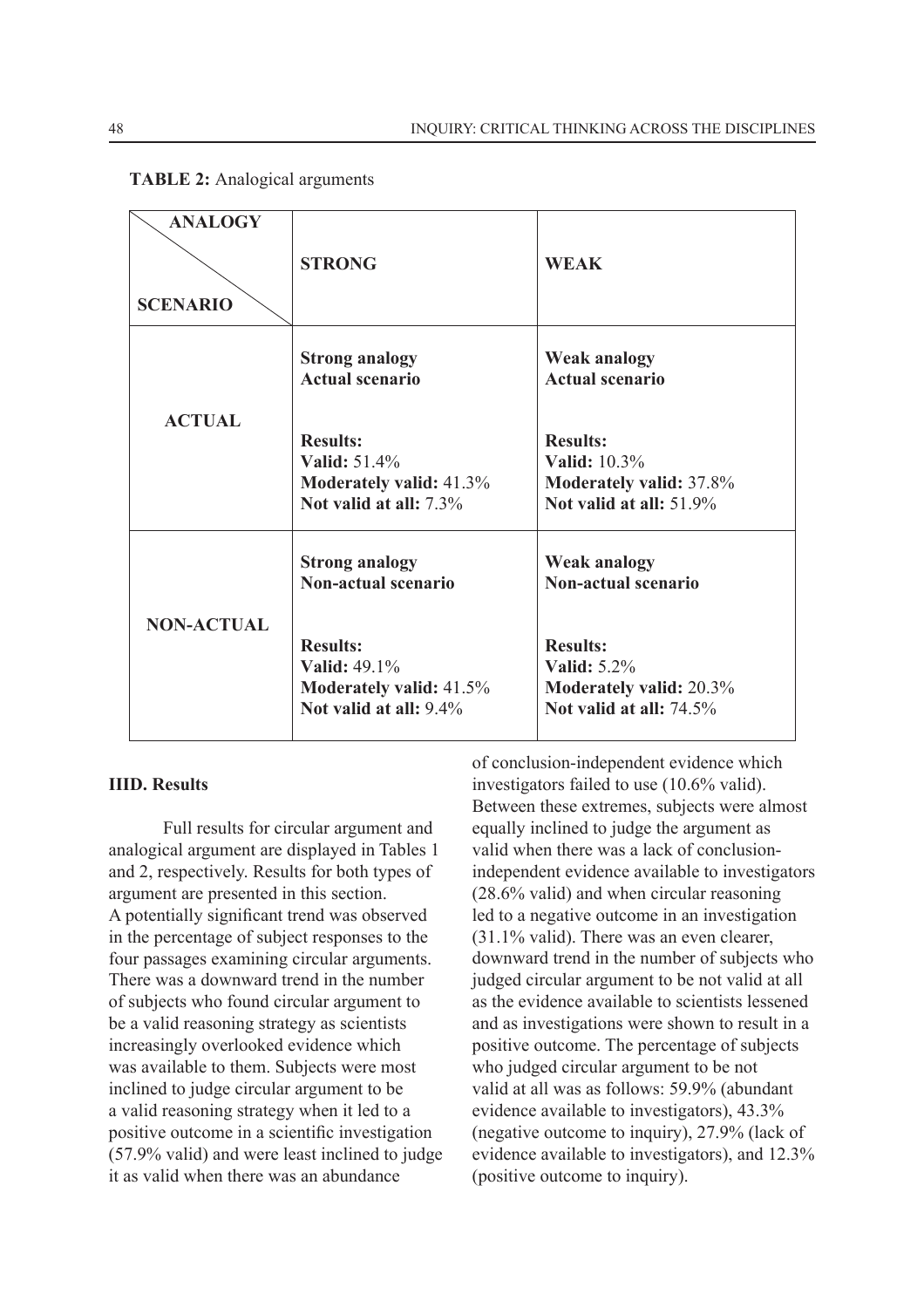**TABLE 2:** Analogical arguments

| ANALOGY / SCENARIO | STRONG | WEAK |
|---|---|---|
| **ACTUAL** | **Strong analogy**<br>**Actual scenario**<br><br>**Results:**<br>**Valid:** 51.4%<br>**Moderately valid:** 41.3%<br>**Not valid at all:** 7.3% | **Weak analogy**<br>**Actual scenario**<br><br>**Results:**<br>**Valid:** 10.3%<br>**Moderately valid:** 37.8%<br>**Not valid at all:** 51.9% |
| **NON-ACTUAL** | **Strong analogy**<br>**Non-actual scenario**<br><br>**Results:**<br>**Valid:** 49.1%<br>**Moderately valid:** 41.5%<br>**Not valid at all:** 9.4% | **Weak analogy**<br>**Non-actual scenario**<br><br>**Results:**<br>**Valid:** 5.2%<br>**Moderately valid:** 20.3%<br>**Not valid at all:** 74.5% |

### IIID. Results

Full results for circular argument and analogical argument are displayed in Tables 1 and 2, respectively. Results for both types of argument are presented in this section. A potentially significant trend was observed in the percentage of subject responses to the four passages examining circular arguments. There was a downward trend in the number of subjects who found circular argument to be a valid reasoning strategy as scientists increasingly overlooked evidence which was available to them. Subjects were most inclined to judge circular argument to be a valid reasoning strategy when it led to a positive outcome in a scientific investigation (57.9% valid) and were least inclined to judge it as valid when there was an abundance of conclusion-independent evidence which investigators failed to use (10.6% valid). Between these extremes, subjects were almost equally inclined to judge the argument as valid when there was a lack of conclusion-independent evidence available to investigators (28.6% valid) and when circular reasoning led to a negative outcome in an investigation (31.1% valid). There was an even clearer, downward trend in the number of subjects who judged circular argument to be not valid at all as the evidence available to scientists lessened and as investigations were shown to result in a positive outcome. The percentage of subjects who judged circular argument to be not valid at all was as follows: 59.9% (abundant evidence available to investigators), 43.3% (negative outcome to inquiry), 27.9% (lack of evidence available to investigators), and 12.3% (positive outcome to inquiry).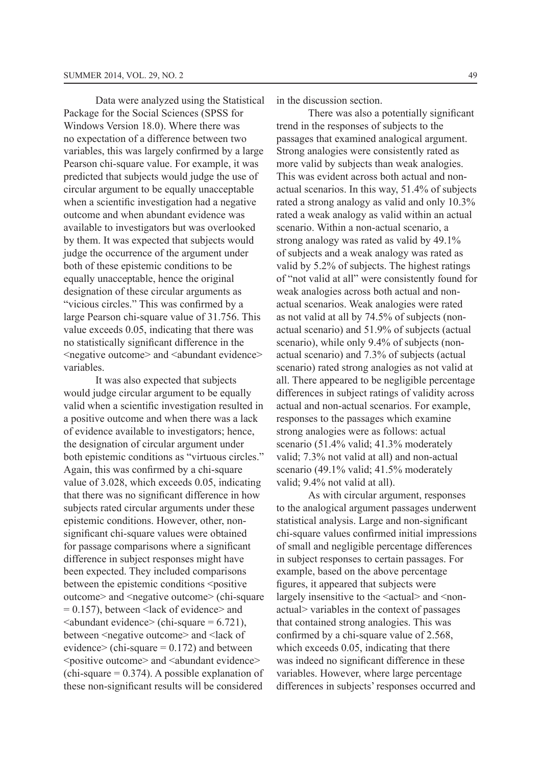Data were analyzed using the Statistical Package for the Social Sciences (SPSS for Windows Version 18.0). Where there was no expectation of a difference between two variables, this was largely confirmed by a large Pearson chi-square value. For example, it was predicted that subjects would judge the use of circular argument to be equally unacceptable when a scientific investigation had a negative outcome and when abundant evidence was available to investigators but was overlooked by them. It was expected that subjects would judge the occurrence of the argument under both of these epistemic conditions to be equally unacceptable, hence the original designation of these circular arguments as "vicious circles." This was confirmed by a large Pearson chi-square value of 31.756. This value exceeds 0.05, indicating that there was no statistically significant difference in the <negative outcome> and <abundant evidence> variables.

It was also expected that subjects would judge circular argument to be equally valid when a scientific investigation resulted in a positive outcome and when there was a lack of evidence available to investigators; hence, the designation of circular argument under both epistemic conditions as "virtuous circles." Again, this was confirmed by a chi-square value of 3.028, which exceeds 0.05, indicating that there was no significant difference in how subjects rated circular arguments under these epistemic conditions. However, other, non-significant chi-square values were obtained for passage comparisons where a significant difference in subject responses might have been expected. They included comparisons between the epistemic conditions <positive outcome> and <negative outcome> (chi-square = 0.157), between <lack of evidence> and <abundant evidence> (chi-square = 6.721), between <negative outcome> and <lack of evidence> (chi-square = 0.172) and between <positive outcome> and <abundant evidence> (chi-square = 0.374). A possible explanation of these non-significant results will be considered in the discussion section.

There was also a potentially significant trend in the responses of subjects to the passages that examined analogical argument. Strong analogies were consistently rated as more valid by subjects than weak analogies. This was evident across both actual and non-actual scenarios. In this way, 51.4% of subjects rated a strong analogy as valid and only 10.3% rated a weak analogy as valid within an actual scenario. Within a non-actual scenario, a strong analogy was rated as valid by 49.1% of subjects and a weak analogy was rated as valid by 5.2% of subjects. The highest ratings of "not valid at all" were consistently found for weak analogies across both actual and non-actual scenarios. Weak analogies were rated as not valid at all by 74.5% of subjects (non-actual scenario) and 51.9% of subjects (actual scenario), while only 9.4% of subjects (non-actual scenario) and 7.3% of subjects (actual scenario) rated strong analogies as not valid at all. There appeared to be negligible percentage differences in subject ratings of validity across actual and non-actual scenarios. For example, responses to the passages which examine strong analogies were as follows: actual scenario (51.4% valid; 41.3% moderately valid; 7.3% not valid at all) and non-actual scenario (49.1% valid; 41.5% moderately valid; 9.4% not valid at all).

As with circular argument, responses to the analogical argument passages underwent statistical analysis. Large and non-significant chi-square values confirmed initial impressions of small and negligible percentage differences in subject responses to certain passages. For example, based on the above percentage figures, it appeared that subjects were largely insensitive to the <actual> and <non-actual> variables in the context of passages that contained strong analogies. This was confirmed by a chi-square value of 2.568, which exceeds 0.05, indicating that there was indeed no significant difference in these variables. However, where large percentage differences in subjects' responses occurred and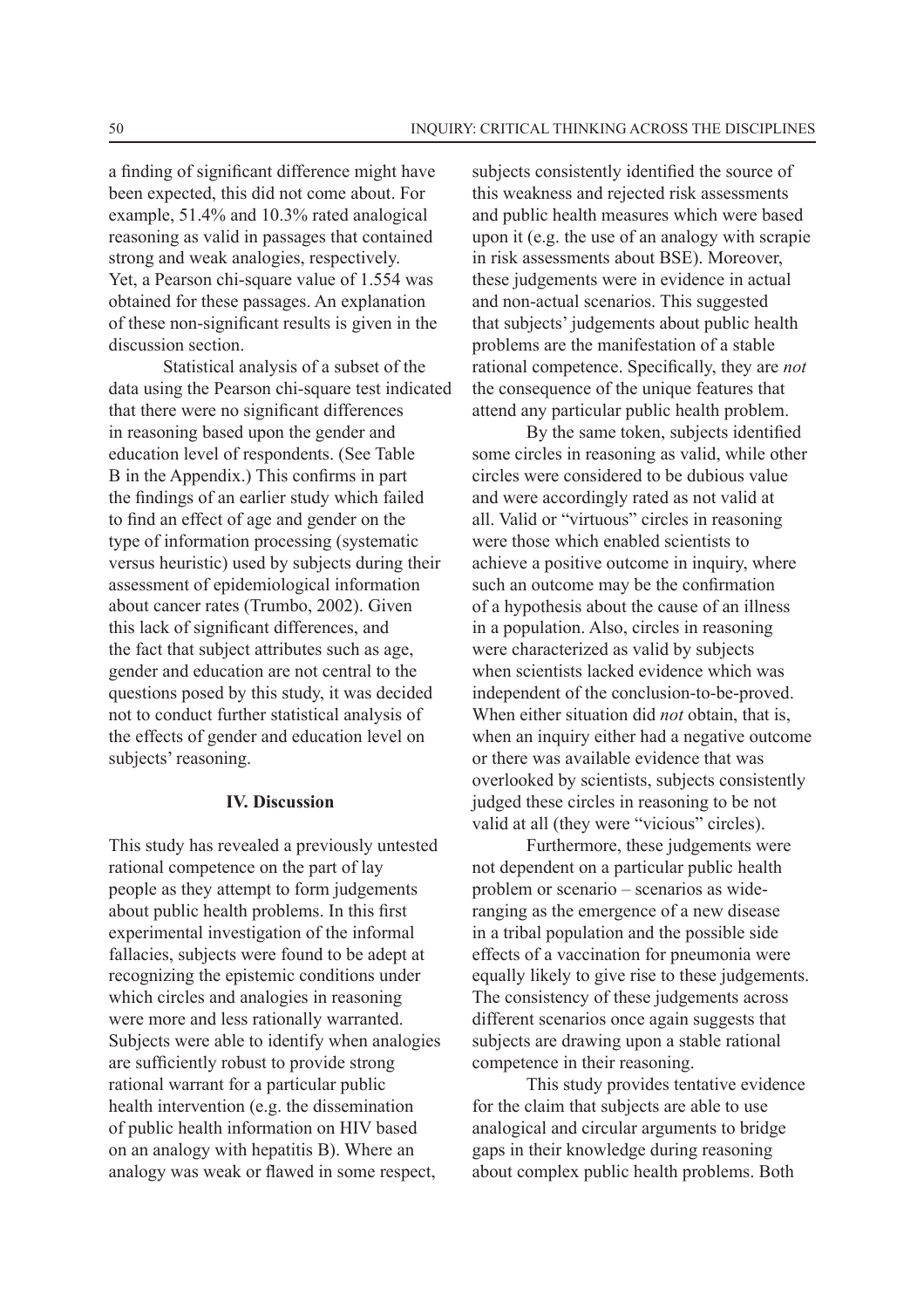a finding of significant difference might have been expected, this did not come about. For example, 51.4% and 10.3% rated analogical reasoning as valid in passages that contained strong and weak analogies, respectively. Yet, a Pearson chi-square value of 1.554 was obtained for these passages. An explanation of these non-significant results is given in the discussion section.

Statistical analysis of a subset of the data using the Pearson chi-square test indicated that there were no significant differences in reasoning based upon the gender and education level of respondents. (See Table B in the Appendix.) This confirms in part the findings of an earlier study which failed to find an effect of age and gender on the type of information processing (systematic versus heuristic) used by subjects during their assessment of epidemiological information about cancer rates (Trumbo, 2002). Given this lack of significant differences, and the fact that subject attributes such as age, gender and education are not central to the questions posed by this study, it was decided not to conduct further statistical analysis of the effects of gender and education level on subjects' reasoning.

## IV. Discussion

This study has revealed a previously untested rational competence on the part of lay people as they attempt to form judgements about public health problems. In this first experimental investigation of the informal fallacies, subjects were found to be adept at recognizing the epistemic conditions under which circles and analogies in reasoning were more and less rationally warranted. Subjects were able to identify when analogies are sufficiently robust to provide strong rational warrant for a particular public health intervention (e.g. the dissemination of public health information on HIV based on an analogy with hepatitis B). Where an analogy was weak or flawed in some respect, subjects consistently identified the source of this weakness and rejected risk assessments and public health measures which were based upon it (e.g. the use of an analogy with scrapie in risk assessments about BSE). Moreover, these judgements were in evidence in actual and non-actual scenarios. This suggested that subjects' judgements about public health problems are the manifestation of a stable rational competence. Specifically, they are *not* the consequence of the unique features that attend any particular public health problem.

By the same token, subjects identified some circles in reasoning as valid, while other circles were considered to be dubious value and were accordingly rated as not valid at all. Valid or "virtuous" circles in reasoning were those which enabled scientists to achieve a positive outcome in inquiry, where such an outcome may be the confirmation of a hypothesis about the cause of an illness in a population. Also, circles in reasoning were characterized as valid by subjects when scientists lacked evidence which was independent of the conclusion-to-be-proved. When either situation did *not* obtain, that is, when an inquiry either had a negative outcome or there was available evidence that was overlooked by scientists, subjects consistently judged these circles in reasoning to be not valid at all (they were "vicious" circles).

Furthermore, these judgements were not dependent on a particular public health problem or scenario – scenarios as wide-ranging as the emergence of a new disease in a tribal population and the possible side effects of a vaccination for pneumonia were equally likely to give rise to these judgements. The consistency of these judgements across different scenarios once again suggests that subjects are drawing upon a stable rational competence in their reasoning.

This study provides tentative evidence for the claim that subjects are able to use analogical and circular arguments to bridge gaps in their knowledge during reasoning about complex public health problems. Both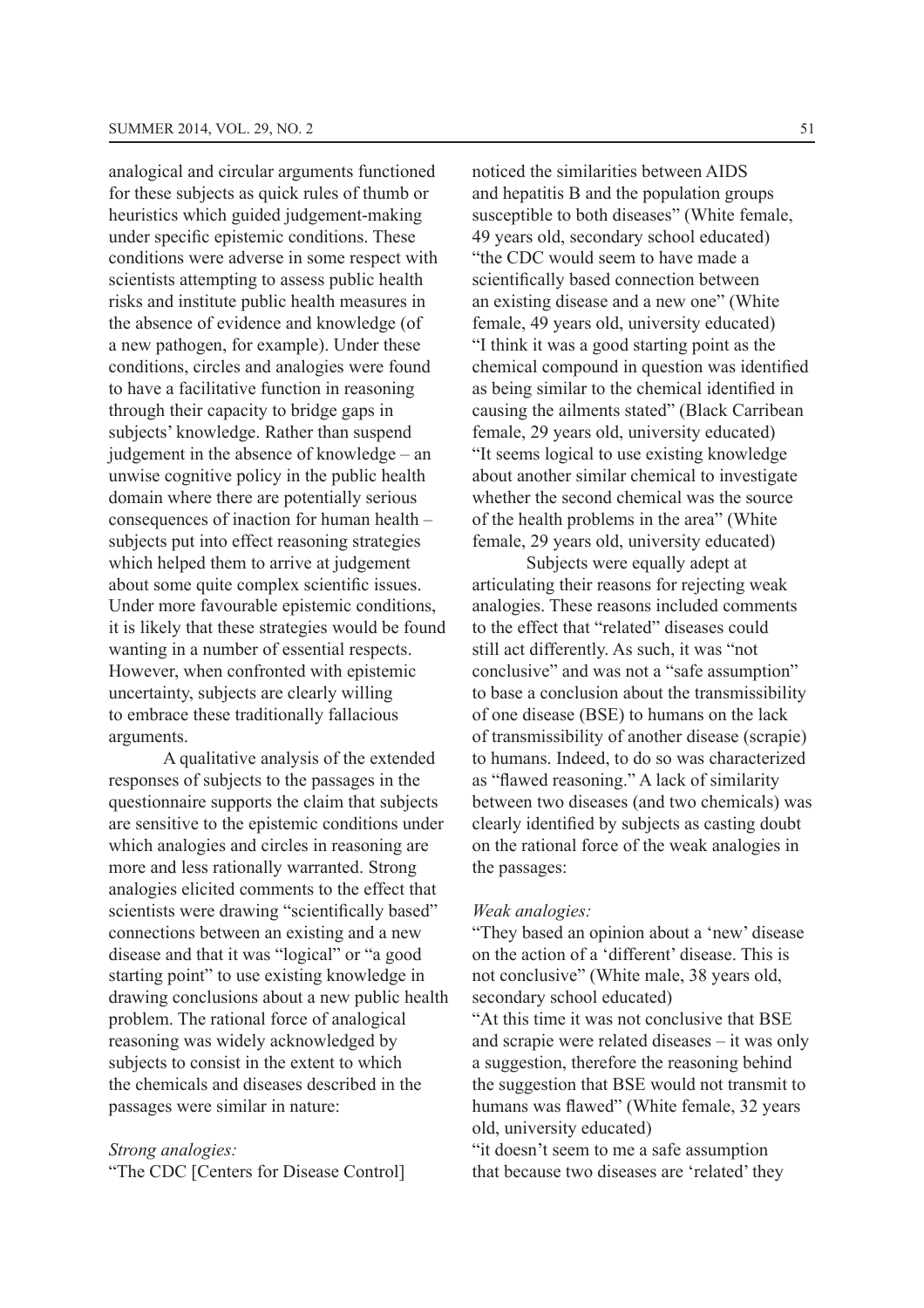analogical and circular arguments functioned for these subjects as quick rules of thumb or heuristics which guided judgement-making under specific epistemic conditions. These conditions were adverse in some respect with scientists attempting to assess public health risks and institute public health measures in the absence of evidence and knowledge (of a new pathogen, for example). Under these conditions, circles and analogies were found to have a facilitative function in reasoning through their capacity to bridge gaps in subjects' knowledge. Rather than suspend judgement in the absence of knowledge – an unwise cognitive policy in the public health domain where there are potentially serious consequences of inaction for human health – subjects put into effect reasoning strategies which helped them to arrive at judgement about some quite complex scientific issues. Under more favourable epistemic conditions, it is likely that these strategies would be found wanting in a number of essential respects. However, when confronted with epistemic uncertainty, subjects are clearly willing to embrace these traditionally fallacious arguments.

A qualitative analysis of the extended responses of subjects to the passages in the questionnaire supports the claim that subjects are sensitive to the epistemic conditions under which analogies and circles in reasoning are more and less rationally warranted. Strong analogies elicited comments to the effect that scientists were drawing "scientifically based" connections between an existing and a new disease and that it was "logical" or "a good starting point" to use existing knowledge in drawing conclusions about a new public health problem. The rational force of analogical reasoning was widely acknowledged by subjects to consist in the extent to which the chemicals and diseases described in the passages were similar in nature:

*Strong analogies:*

"The CDC [Centers for Disease Control] noticed the similarities between AIDS and hepatitis B and the population groups susceptible to both diseases" (White female, 49 years old, secondary school educated)

"the CDC would seem to have made a scientifically based connection between an existing disease and a new one" (White female, 49 years old, university educated)

"I think it was a good starting point as the chemical compound in question was identified as being similar to the chemical identified in causing the ailments stated" (Black Carribean female, 29 years old, university educated)

"It seems logical to use existing knowledge about another similar chemical to investigate whether the second chemical was the source of the health problems in the area" (White female, 29 years old, university educated)

Subjects were equally adept at articulating their reasons for rejecting weak analogies. These reasons included comments to the effect that "related" diseases could still act differently. As such, it was "not conclusive" and was not a "safe assumption" to base a conclusion about the transmissibility of one disease (BSE) to humans on the lack of transmissibility of another disease (scrapie) to humans. Indeed, to do so was characterized as "flawed reasoning." A lack of similarity between two diseases (and two chemicals) was clearly identified by subjects as casting doubt on the rational force of the weak analogies in the passages:

*Weak analogies:*

"They based an opinion about a 'new' disease on the action of a 'different' disease. This is not conclusive" (White male, 38 years old, secondary school educated)

"At this time it was not conclusive that BSE and scrapie were related diseases – it was only a suggestion, therefore the reasoning behind the suggestion that BSE would not transmit to humans was flawed" (White female, 32 years old, university educated)

"it doesn't seem to me a safe assumption that because two diseases are 'related' they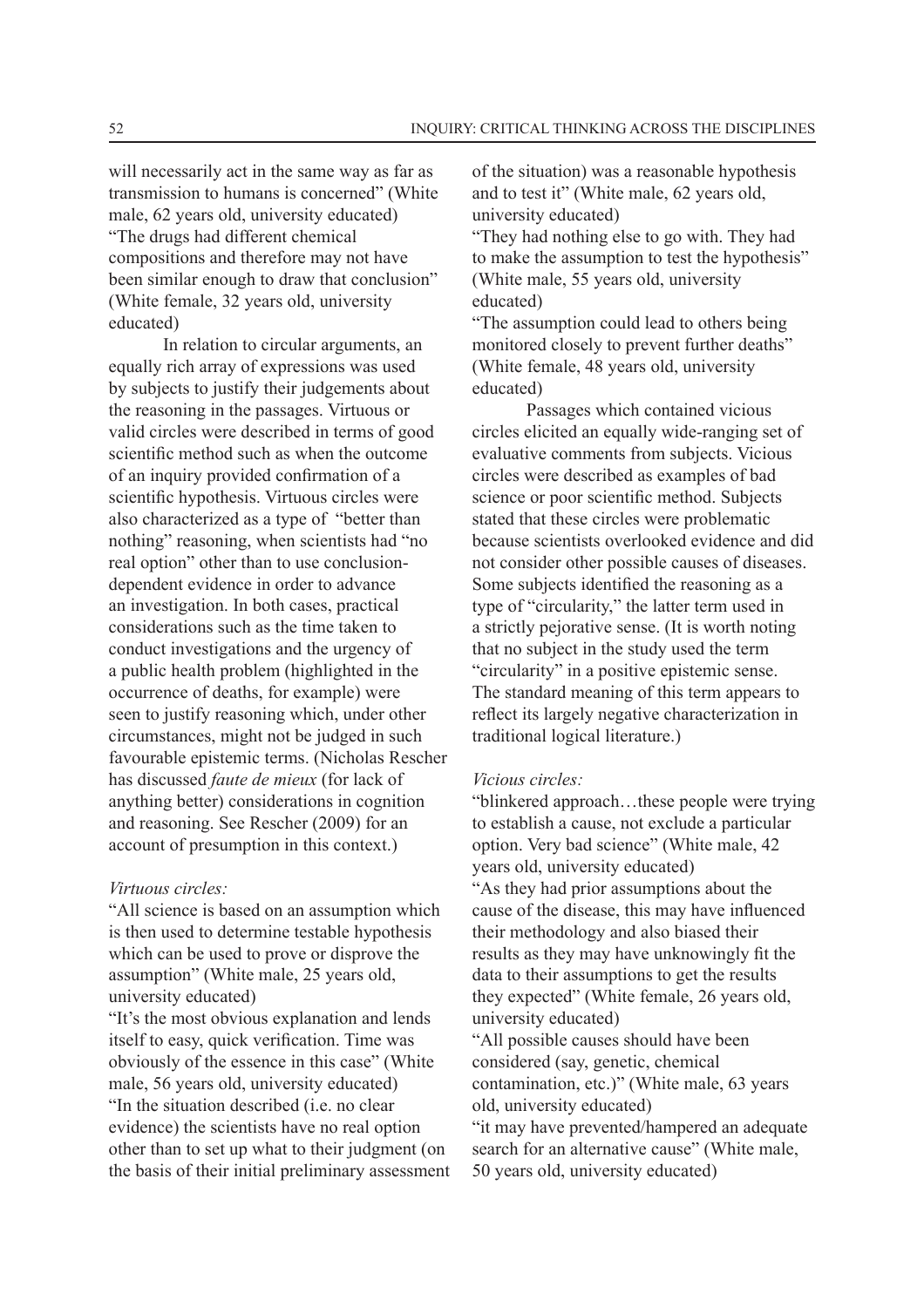will necessarily act in the same way as far as transmission to humans is concerned" (White male, 62 years old, university educated)
"The drugs had different chemical compositions and therefore may not have been similar enough to draw that conclusion" (White female, 32 years old, university educated)

In relation to circular arguments, an equally rich array of expressions was used by subjects to justify their judgements about the reasoning in the passages. Virtuous or valid circles were described in terms of good scientific method such as when the outcome of an inquiry provided confirmation of a scientific hypothesis. Virtuous circles were also characterized as a type of "better than nothing" reasoning, when scientists had "no real option" other than to use conclusion-dependent evidence in order to advance an investigation. In both cases, practical considerations such as the time taken to conduct investigations and the urgency of a public health problem (highlighted in the occurrence of deaths, for example) were seen to justify reasoning which, under other circumstances, might not be judged in such favourable epistemic terms. (Nicholas Rescher has discussed *faute de mieux* (for lack of anything better) considerations in cognition and reasoning. See Rescher (2009) for an account of presumption in this context.)

*Virtuous circles:*

"All science is based on an assumption which is then used to determine testable hypothesis which can be used to prove or disprove the assumption" (White male, 25 years old, university educated)
"It's the most obvious explanation and lends itself to easy, quick verification. Time was obviously of the essence in this case" (White male, 56 years old, university educated)
"In the situation described (i.e. no clear evidence) the scientists have no real option other than to set up what to their judgment (on the basis of their initial preliminary assessment of the situation) was a reasonable hypothesis and to test it" (White male, 62 years old, university educated)
"They had nothing else to go with. They had to make the assumption to test the hypothesis" (White male, 55 years old, university educated)
"The assumption could lead to others being monitored closely to prevent further deaths" (White female, 48 years old, university educated)

Passages which contained vicious circles elicited an equally wide-ranging set of evaluative comments from subjects. Vicious circles were described as examples of bad science or poor scientific method. Subjects stated that these circles were problematic because scientists overlooked evidence and did not consider other possible causes of diseases. Some subjects identified the reasoning as a type of "circularity," the latter term used in a strictly pejorative sense. (It is worth noting that no subject in the study used the term "circularity" in a positive epistemic sense. The standard meaning of this term appears to reflect its largely negative characterization in traditional logical literature.)

*Vicious circles:*

"blinkered approach…these people were trying to establish a cause, not exclude a particular option. Very bad science" (White male, 42 years old, university educated)
"As they had prior assumptions about the cause of the disease, this may have influenced their methodology and also biased their results as they may have unknowingly fit the data to their assumptions to get the results they expected" (White female, 26 years old, university educated)
"All possible causes should have been considered (say, genetic, chemical contamination, etc.)" (White male, 63 years old, university educated)
"it may have prevented/hampered an adequate search for an alternative cause" (White male, 50 years old, university educated)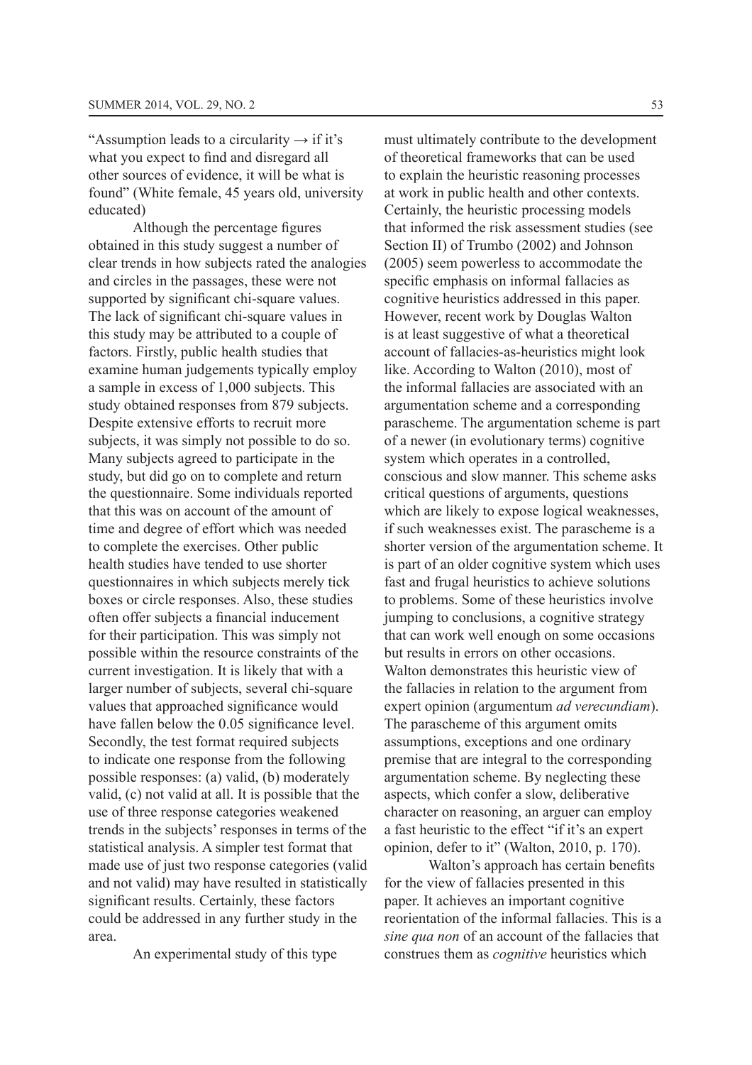"Assumption leads to a circularity → if it's what you expect to find and disregard all other sources of evidence, it will be what is found" (White female, 45 years old, university educated)

Although the percentage figures obtained in this study suggest a number of clear trends in how subjects rated the analogies and circles in the passages, these were not supported by significant chi-square values. The lack of significant chi-square values in this study may be attributed to a couple of factors. Firstly, public health studies that examine human judgements typically employ a sample in excess of 1,000 subjects. This study obtained responses from 879 subjects. Despite extensive efforts to recruit more subjects, it was simply not possible to do so. Many subjects agreed to participate in the study, but did go on to complete and return the questionnaire. Some individuals reported that this was on account of the amount of time and degree of effort which was needed to complete the exercises. Other public health studies have tended to use shorter questionnaires in which subjects merely tick boxes or circle responses. Also, these studies often offer subjects a financial inducement for their participation. This was simply not possible within the resource constraints of the current investigation. It is likely that with a larger number of subjects, several chi-square values that approached significance would have fallen below the 0.05 significance level. Secondly, the test format required subjects to indicate one response from the following possible responses: (a) valid, (b) moderately valid, (c) not valid at all. It is possible that the use of three response categories weakened trends in the subjects' responses in terms of the statistical analysis. A simpler test format that made use of just two response categories (valid and not valid) may have resulted in statistically significant results. Certainly, these factors could be addressed in any further study in the area.

An experimental study of this type must ultimately contribute to the development of theoretical frameworks that can be used to explain the heuristic reasoning processes at work in public health and other contexts. Certainly, the heuristic processing models that informed the risk assessment studies (see Section II) of Trumbo (2002) and Johnson (2005) seem powerless to accommodate the specific emphasis on informal fallacies as cognitive heuristics addressed in this paper. However, recent work by Douglas Walton is at least suggestive of what a theoretical account of fallacies-as-heuristics might look like. According to Walton (2010), most of the informal fallacies are associated with an argumentation scheme and a corresponding parascheme. The argumentation scheme is part of a newer (in evolutionary terms) cognitive system which operates in a controlled, conscious and slow manner. This scheme asks critical questions of arguments, questions which are likely to expose logical weaknesses, if such weaknesses exist. The parascheme is a shorter version of the argumentation scheme. It is part of an older cognitive system which uses fast and frugal heuristics to achieve solutions to problems. Some of these heuristics involve jumping to conclusions, a cognitive strategy that can work well enough on some occasions but results in errors on other occasions. Walton demonstrates this heuristic view of the fallacies in relation to the argument from expert opinion (argumentum *ad verecundiam*). The parascheme of this argument omits assumptions, exceptions and one ordinary premise that are integral to the corresponding argumentation scheme. By neglecting these aspects, which confer a slow, deliberative character on reasoning, an arguer can employ a fast heuristic to the effect "if it's an expert opinion, defer to it" (Walton, 2010, p. 170).

Walton's approach has certain benefits for the view of fallacies presented in this paper. It achieves an important cognitive reorientation of the informal fallacies. This is a *sine qua non* of an account of the fallacies that construes them as *cognitive* heuristics which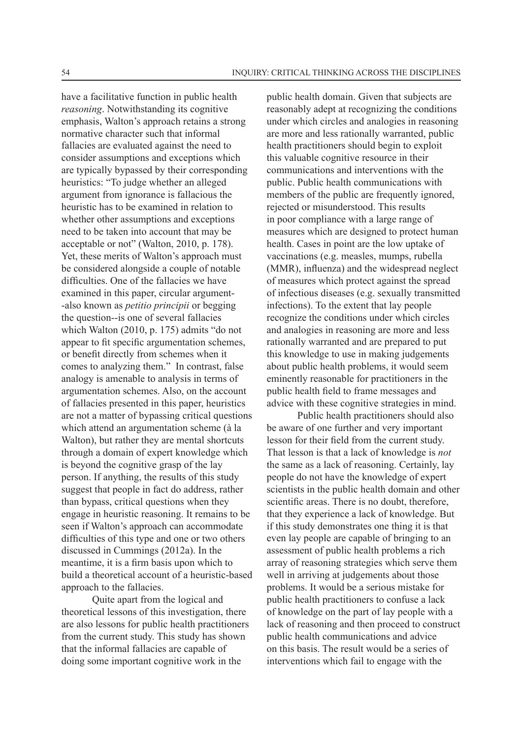have a facilitative function in public health *reasoning*. Notwithstanding its cognitive emphasis, Walton's approach retains a strong normative character such that informal fallacies are evaluated against the need to consider assumptions and exceptions which are typically bypassed by their corresponding heuristics: "To judge whether an alleged argument from ignorance is fallacious the heuristic has to be examined in relation to whether other assumptions and exceptions need to be taken into account that may be acceptable or not" (Walton, 2010, p. 178). Yet, these merits of Walton's approach must be considered alongside a couple of notable difficulties. One of the fallacies we have examined in this paper, circular argument--also known as *petitio principii* or begging the question--is one of several fallacies which Walton (2010, p. 175) admits "do not appear to fit specific argumentation schemes, or benefit directly from schemes when it comes to analyzing them." In contrast, false analogy is amenable to analysis in terms of argumentation schemes. Also, on the account of fallacies presented in this paper, heuristics are not a matter of bypassing critical questions which attend an argumentation scheme (à la Walton), but rather they are mental shortcuts through a domain of expert knowledge which is beyond the cognitive grasp of the lay person. If anything, the results of this study suggest that people in fact do address, rather than bypass, critical questions when they engage in heuristic reasoning. It remains to be seen if Walton's approach can accommodate difficulties of this type and one or two others discussed in Cummings (2012a). In the meantime, it is a firm basis upon which to build a theoretical account of a heuristic-based approach to the fallacies.

Quite apart from the logical and theoretical lessons of this investigation, there are also lessons for public health practitioners from the current study. This study has shown that the informal fallacies are capable of doing some important cognitive work in the public health domain. Given that subjects are reasonably adept at recognizing the conditions under which circles and analogies in reasoning are more and less rationally warranted, public health practitioners should begin to exploit this valuable cognitive resource in their communications and interventions with the public. Public health communications with members of the public are frequently ignored, rejected or misunderstood. This results in poor compliance with a large range of measures which are designed to protect human health. Cases in point are the low uptake of vaccinations (e.g. measles, mumps, rubella (MMR), influenza) and the widespread neglect of measures which protect against the spread of infectious diseases (e.g. sexually transmitted infections). To the extent that lay people recognize the conditions under which circles and analogies in reasoning are more and less rationally warranted and are prepared to put this knowledge to use in making judgements about public health problems, it would seem eminently reasonable for practitioners in the public health field to frame messages and advice with these cognitive strategies in mind.

Public health practitioners should also be aware of one further and very important lesson for their field from the current study. That lesson is that a lack of knowledge is *not* the same as a lack of reasoning. Certainly, lay people do not have the knowledge of expert scientists in the public health domain and other scientific areas. There is no doubt, therefore, that they experience a lack of knowledge. But if this study demonstrates one thing it is that even lay people are capable of bringing to an assessment of public health problems a rich array of reasoning strategies which serve them well in arriving at judgements about those problems. It would be a serious mistake for public health practitioners to confuse a lack of knowledge on the part of lay people with a lack of reasoning and then proceed to construct public health communications and advice on this basis. The result would be a series of interventions which fail to engage with the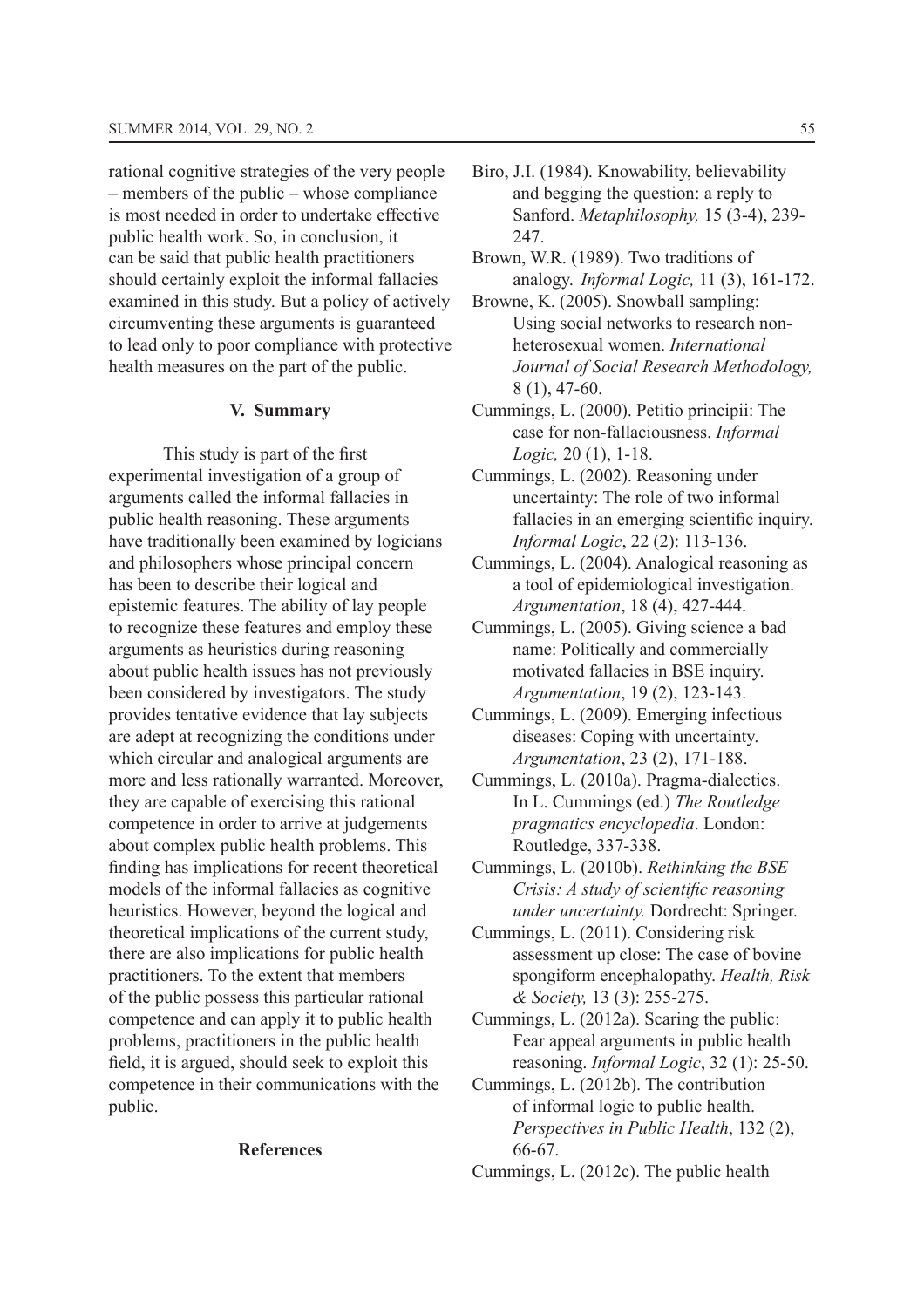rational cognitive strategies of the very people – members of the public – whose compliance is most needed in order to undertake effective public health work. So, in conclusion, it can be said that public health practitioners should certainly exploit the informal fallacies examined in this study. But a policy of actively circumventing these arguments is guaranteed to lead only to poor compliance with protective health measures on the part of the public.

## V. Summary

This study is part of the first experimental investigation of a group of arguments called the informal fallacies in public health reasoning. These arguments have traditionally been examined by logicians and philosophers whose principal concern has been to describe their logical and epistemic features. The ability of lay people to recognize these features and employ these arguments as heuristics during reasoning about public health issues has not previously been considered by investigators. The study provides tentative evidence that lay subjects are adept at recognizing the conditions under which circular and analogical arguments are more and less rationally warranted. Moreover, they are capable of exercising this rational competence in order to arrive at judgements about complex public health problems. This finding has implications for recent theoretical models of the informal fallacies as cognitive heuristics. However, beyond the logical and theoretical implications of the current study, there are also implications for public health practitioners. To the extent that members of the public possess this particular rational competence and can apply it to public health problems, practitioners in the public health field, it is argued, should seek to exploit this competence in their communications with the public.

## References

Biro, J.I. (1984). Knowability, believability and begging the question: a reply to Sanford. *Metaphilosophy,* 15 (3-4), 239-247.

Brown, W.R. (1989). Two traditions of analogy. *Informal Logic,* 11 (3), 161-172.

Browne, K. (2005). Snowball sampling: Using social networks to research non-heterosexual women. *International Journal of Social Research Methodology,* 8 (1), 47-60.

Cummings, L. (2000). Petitio principii: The case for non-fallaciousness. *Informal Logic,* 20 (1), 1-18.

Cummings, L. (2002). Reasoning under uncertainty: The role of two informal fallacies in an emerging scientific inquiry. *Informal Logic*, 22 (2): 113-136.

Cummings, L. (2004). Analogical reasoning as a tool of epidemiological investigation. *Argumentation*, 18 (4), 427-444.

Cummings, L. (2005). Giving science a bad name: Politically and commercially motivated fallacies in BSE inquiry. *Argumentation*, 19 (2), 123-143.

Cummings, L. (2009). Emerging infectious diseases: Coping with uncertainty. *Argumentation*, 23 (2), 171-188.

Cummings, L. (2010a). Pragma-dialectics. In L. Cummings (ed.) *The Routledge pragmatics encyclopedia*. London: Routledge, 337-338.

Cummings, L. (2010b). *Rethinking the BSE Crisis: A study of scientific reasoning under uncertainty.* Dordrecht: Springer.

Cummings, L. (2011). Considering risk assessment up close: The case of bovine spongiform encephalopathy. *Health, Risk & Society,* 13 (3): 255-275.

Cummings, L. (2012a). Scaring the public: Fear appeal arguments in public health reasoning. *Informal Logic*, 32 (1): 25-50.

Cummings, L. (2012b). The contribution of informal logic to public health. *Perspectives in Public Health*, 132 (2), 66-67.

Cummings, L. (2012c). The public health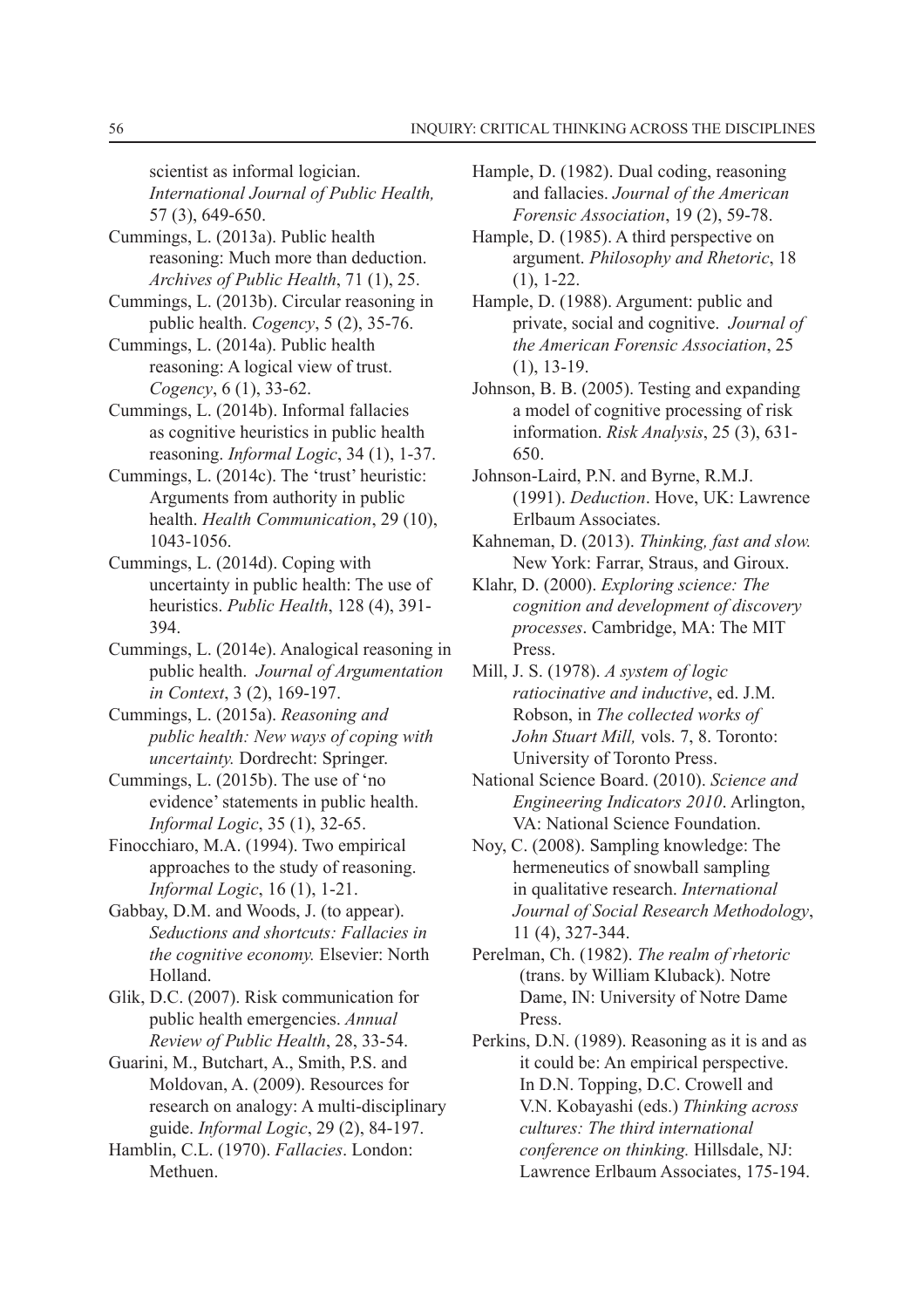scientist as informal logician. *International Journal of Public Health,* 57 (3), 649-650.

Cummings, L. (2013a). Public health reasoning: Much more than deduction. *Archives of Public Health*, 71 (1), 25.

Cummings, L. (2013b). Circular reasoning in public health. *Cogency*, 5 (2), 35-76.

Cummings, L. (2014a). Public health reasoning: A logical view of trust. *Cogency*, 6 (1), 33-62.

Cummings, L. (2014b). Informal fallacies as cognitive heuristics in public health reasoning. *Informal Logic*, 34 (1), 1-37.

Cummings, L. (2014c). The 'trust' heuristic: Arguments from authority in public health. *Health Communication*, 29 (10), 1043-1056.

Cummings, L. (2014d). Coping with uncertainty in public health: The use of heuristics. *Public Health*, 128 (4), 391-394.

Cummings, L. (2014e). Analogical reasoning in public health. *Journal of Argumentation in Context*, 3 (2), 169-197.

Cummings, L. (2015a). *Reasoning and public health: New ways of coping with uncertainty.* Dordrecht: Springer.

Cummings, L. (2015b). The use of 'no evidence' statements in public health. *Informal Logic*, 35 (1), 32-65.

Finocchiaro, M.A. (1994). Two empirical approaches to the study of reasoning. *Informal Logic*, 16 (1), 1-21.

Gabbay, D.M. and Woods, J. (to appear). *Seductions and shortcuts: Fallacies in the cognitive economy.* Elsevier: North Holland.

Glik, D.C. (2007). Risk communication for public health emergencies. *Annual Review of Public Health*, 28, 33-54.

Guarini, M., Butchart, A., Smith, P.S. and Moldovan, A. (2009). Resources for research on analogy: A multi-disciplinary guide. *Informal Logic*, 29 (2), 84-197.

Hamblin, C.L. (1970). *Fallacies*. London: Methuen.

Hample, D. (1982). Dual coding, reasoning and fallacies. *Journal of the American Forensic Association*, 19 (2), 59-78.

Hample, D. (1985). A third perspective on argument. *Philosophy and Rhetoric*, 18 (1), 1-22.

Hample, D. (1988). Argument: public and private, social and cognitive. *Journal of the American Forensic Association*, 25 (1), 13-19.

Johnson, B. B. (2005). Testing and expanding a model of cognitive processing of risk information. *Risk Analysis*, 25 (3), 631-650.

Johnson-Laird, P.N. and Byrne, R.M.J. (1991). *Deduction*. Hove, UK: Lawrence Erlbaum Associates.

Kahneman, D. (2013). *Thinking, fast and slow.* New York: Farrar, Straus, and Giroux.

Klahr, D. (2000). *Exploring science: The cognition and development of discovery processes*. Cambridge, MA: The MIT Press.

Mill, J. S. (1978). *A system of logic ratiocinative and inductive*, ed. J.M. Robson, in *The collected works of John Stuart Mill,* vols. 7, 8. Toronto: University of Toronto Press.

National Science Board. (2010). *Science and Engineering Indicators 2010*. Arlington, VA: National Science Foundation.

Noy, C. (2008). Sampling knowledge: The hermeneutics of snowball sampling in qualitative research. *International Journal of Social Research Methodology*, 11 (4), 327-344.

Perelman, Ch. (1982). *The realm of rhetoric* (trans. by William Kluback). Notre Dame, IN: University of Notre Dame Press.

Perkins, D.N. (1989). Reasoning as it is and as it could be: An empirical perspective. In D.N. Topping, D.C. Crowell and V.N. Kobayashi (eds.) *Thinking across cultures: The third international conference on thinking.* Hillsdale, NJ: Lawrence Erlbaum Associates, 175-194.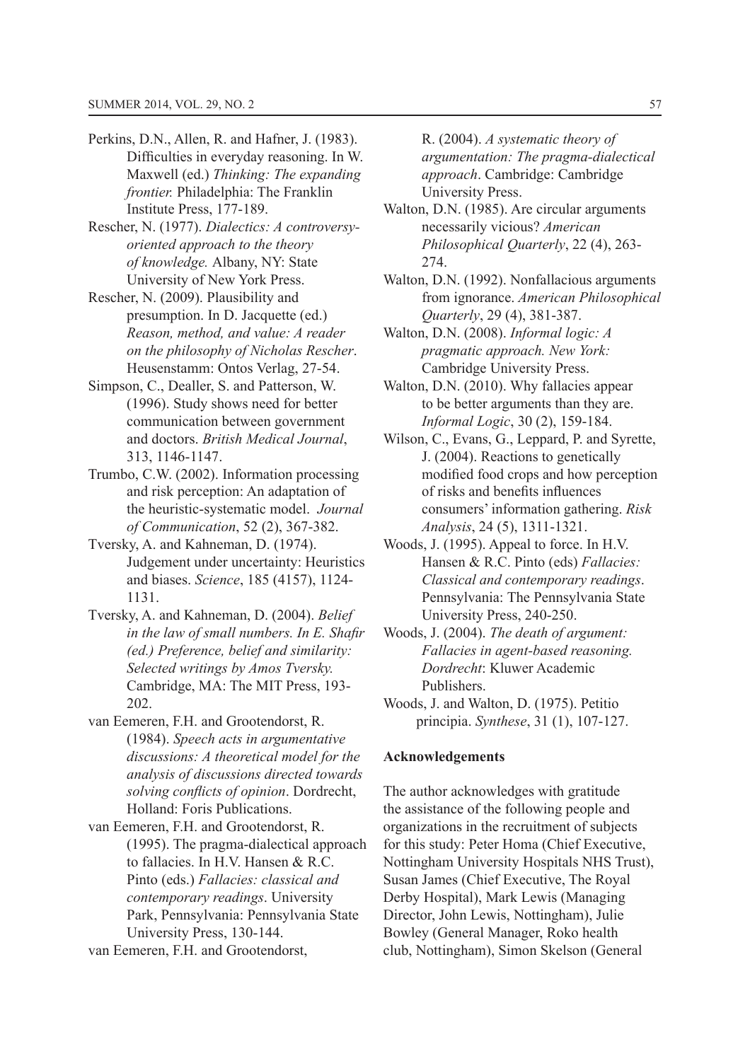Perkins, D.N., Allen, R. and Hafner, J. (1983). Difficulties in everyday reasoning. In W. Maxwell (ed.) *Thinking: The expanding frontier.* Philadelphia: The Franklin Institute Press, 177-189.

Rescher, N. (1977). *Dialectics: A controversy-oriented approach to the theory of knowledge.* Albany, NY: State University of New York Press.

Rescher, N. (2009). Plausibility and presumption. In D. Jacquette (ed.) *Reason, method, and value: A reader on the philosophy of Nicholas Rescher*. Heusenstamm: Ontos Verlag, 27-54.

Simpson, C., Dealler, S. and Patterson, W. (1996). Study shows need for better communication between government and doctors. *British Medical Journal*, 313, 1146-1147.

Trumbo, C.W. (2002). Information processing and risk perception: An adaptation of the heuristic-systematic model. *Journal of Communication*, 52 (2), 367-382.

Tversky, A. and Kahneman, D. (1974). Judgement under uncertainty: Heuristics and biases. *Science*, 185 (4157), 1124-1131.

Tversky, A. and Kahneman, D. (2004). *Belief in the law of small numbers. In E. Shafir (ed.) Preference, belief and similarity: Selected writings by Amos Tversky.* Cambridge, MA: The MIT Press, 193-202.

van Eemeren, F.H. and Grootendorst, R. (1984). *Speech acts in argumentative discussions: A theoretical model for the analysis of discussions directed towards solving conflicts of opinion*. Dordrecht, Holland: Foris Publications.

van Eemeren, F.H. and Grootendorst, R. (1995). The pragma-dialectical approach to fallacies. In H.V. Hansen & R.C. Pinto (eds.) *Fallacies: classical and contemporary readings*. University Park, Pennsylvania: Pennsylvania State University Press, 130-144.

van Eemeren, F.H. and Grootendorst, R. (2004). *A systematic theory of argumentation: The pragma-dialectical approach*. Cambridge: Cambridge University Press.

Walton, D.N. (1985). Are circular arguments necessarily vicious? *American Philosophical Quarterly*, 22 (4), 263-274.

Walton, D.N. (1992). Nonfallacious arguments from ignorance. *American Philosophical Quarterly*, 29 (4), 381-387.

Walton, D.N. (2008). *Informal logic: A pragmatic approach. New York:* Cambridge University Press.

Walton, D.N. (2010). Why fallacies appear to be better arguments than they are. *Informal Logic*, 30 (2), 159-184.

Wilson, C., Evans, G., Leppard, P. and Syrette, J. (2004). Reactions to genetically modified food crops and how perception of risks and benefits influences consumers' information gathering. *Risk Analysis*, 24 (5), 1311-1321.

Woods, J. (1995). Appeal to force. In H.V. Hansen & R.C. Pinto (eds) *Fallacies: Classical and contemporary readings*. Pennsylvania: The Pennsylvania State University Press, 240-250.

Woods, J. (2004). *The death of argument: Fallacies in agent-based reasoning. Dordrecht*: Kluwer Academic Publishers.

Woods, J. and Walton, D. (1975). Petitio principia. *Synthese*, 31 (1), 107-127.

**Acknowledgements**

The author acknowledges with gratitude the assistance of the following people and organizations in the recruitment of subjects for this study: Peter Homa (Chief Executive, Nottingham University Hospitals NHS Trust), Susan James (Chief Executive, The Royal Derby Hospital), Mark Lewis (Managing Director, John Lewis, Nottingham), Julie Bowley (General Manager, Roko health club, Nottingham), Simon Skelson (General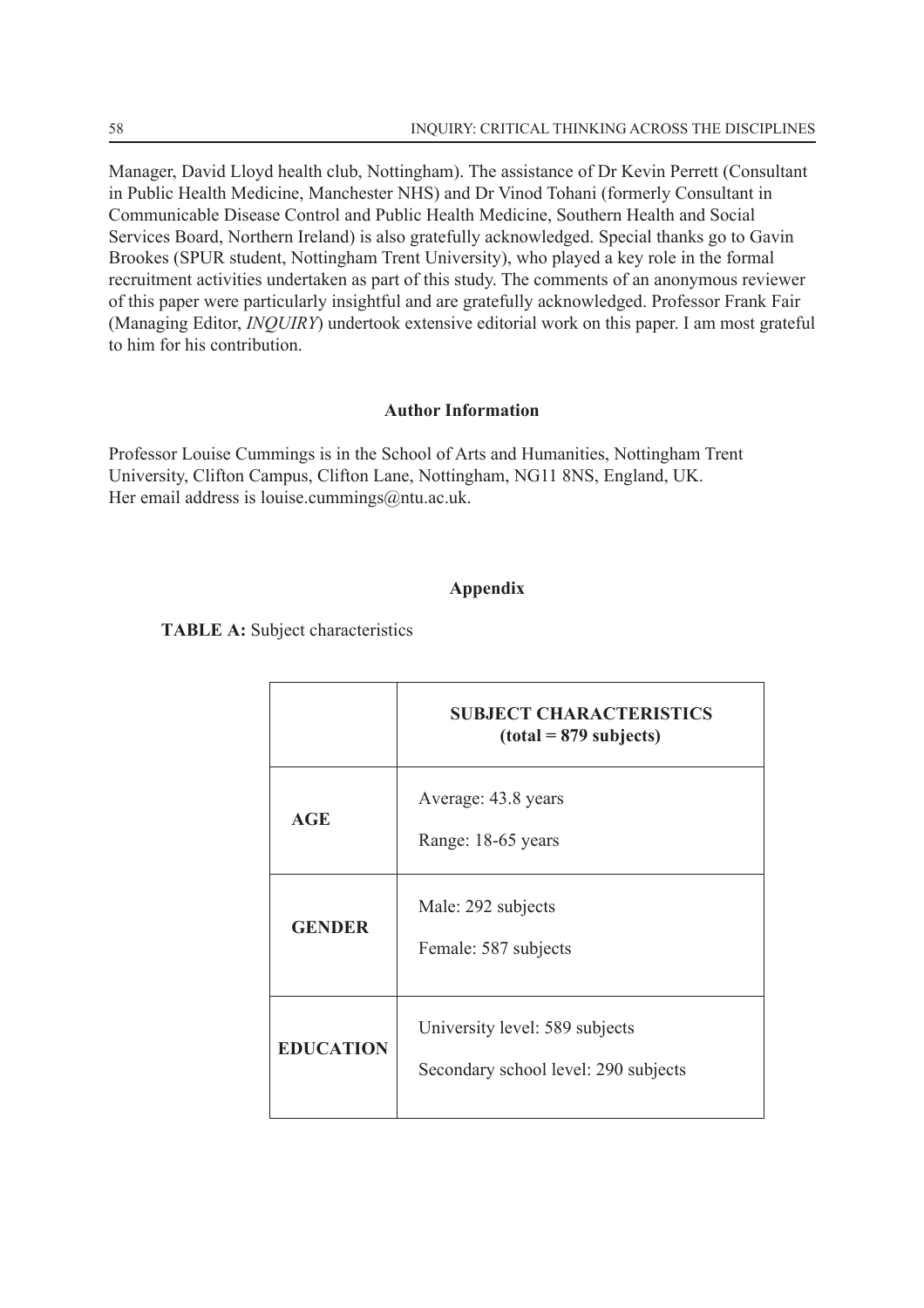Manager, David Lloyd health club, Nottingham). The assistance of Dr Kevin Perrett (Consultant in Public Health Medicine, Manchester NHS) and Dr Vinod Tohani (formerly Consultant in Communicable Disease Control and Public Health Medicine, Southern Health and Social Services Board, Northern Ireland) is also gratefully acknowledged. Special thanks go to Gavin Brookes (SPUR student, Nottingham Trent University), who played a key role in the formal recruitment activities undertaken as part of this study. The comments of an anonymous reviewer of this paper were particularly insightful and are gratefully acknowledged. Professor Frank Fair (Managing Editor, *INQUIRY*) undertook extensive editorial work on this paper. I am most grateful to him for his contribution.

### Author Information

Professor Louise Cummings is in the School of Arts and Humanities, Nottingham Trent University, Clifton Campus, Clifton Lane, Nottingham, NG11 8NS, England, UK.
Her email address is louise.cummings@ntu.ac.uk.

## Appendix

**TABLE A:** Subject characteristics

| | **SUBJECT CHARACTERISTICS (total = 879 subjects)** |
|---|---|
| **AGE** | Average: 43.8 years<br>Range: 18-65 years |
| **GENDER** | Male: 292 subjects<br>Female: 587 subjects |
| **EDUCATION** | University level: 589 subjects<br>Secondary school level: 290 subjects |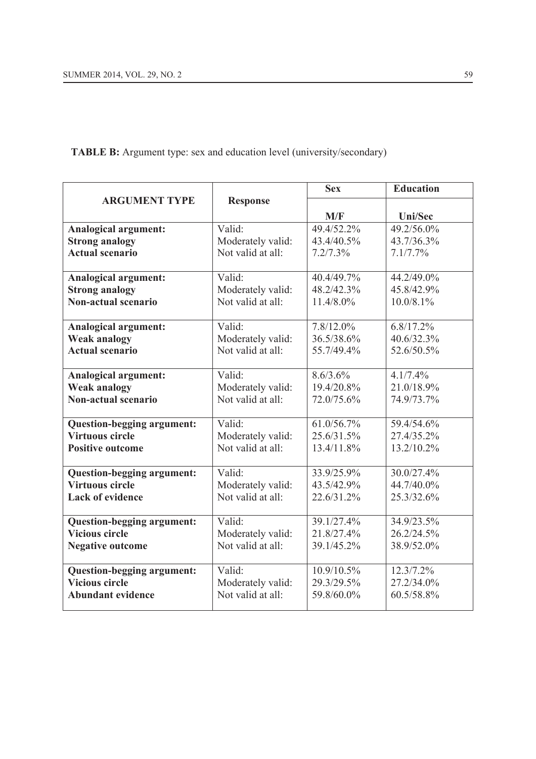**TABLE B:** Argument type: sex and education level (university/secondary)

| ARGUMENT TYPE | Response | Sex | Education |
|---|---|---|---|
| | | M/F | Uni/Sec |
| **Analogical argument:** **Strong analogy** **Actual scenario** | Valid: | 49.4/52.2% | 49.2/56.0% |
| | Moderately valid: | 43.4/40.5% | 43.7/36.3% |
| | Not valid at all: | 7.2/7.3% | 7.1/7.7% |
| **Analogical argument:** **Strong analogy** **Non-actual scenario** | Valid: | 40.4/49.7% | 44.2/49.0% |
| | Moderately valid: | 48.2/42.3% | 45.8/42.9% |
| | Not valid at all: | 11.4/8.0% | 10.0/8.1% |
| **Analogical argument:** **Weak analogy** **Actual scenario** | Valid: | 7.8/12.0% | 6.8/17.2% |
| | Moderately valid: | 36.5/38.6% | 40.6/32.3% |
| | Not valid at all: | 55.7/49.4% | 52.6/50.5% |
| **Analogical argument:** **Weak analogy** **Non-actual scenario** | Valid: | 8.6/3.6% | 4.1/7.4% |
| | Moderately valid: | 19.4/20.8% | 21.0/18.9% |
| | Not valid at all: | 72.0/75.6% | 74.9/73.7% |
| **Question-begging argument:** **Virtuous circle** **Positive outcome** | Valid: | 61.0/56.7% | 59.4/54.6% |
| | Moderately valid: | 25.6/31.5% | 27.4/35.2% |
| | Not valid at all: | 13.4/11.8% | 13.2/10.2% |
| **Question-begging argument:** **Virtuous circle** **Lack of evidence** | Valid: | 33.9/25.9% | 30.0/27.4% |
| | Moderately valid: | 43.5/42.9% | 44.7/40.0% |
| | Not valid at all: | 22.6/31.2% | 25.3/32.6% |
| **Question-begging argument:** **Vicious circle** **Negative outcome** | Valid: | 39.1/27.4% | 34.9/23.5% |
| | Moderately valid: | 21.8/27.4% | 26.2/24.5% |
| | Not valid at all: | 39.1/45.2% | 38.9/52.0% |
| **Question-begging argument:** **Vicious circle** **Abundant evidence** | Valid: | 10.9/10.5% | 12.3/7.2% |
| | Moderately valid: | 29.3/29.5% | 27.2/34.0% |
| | Not valid at all: | 59.8/60.0% | 60.5/58.8% |